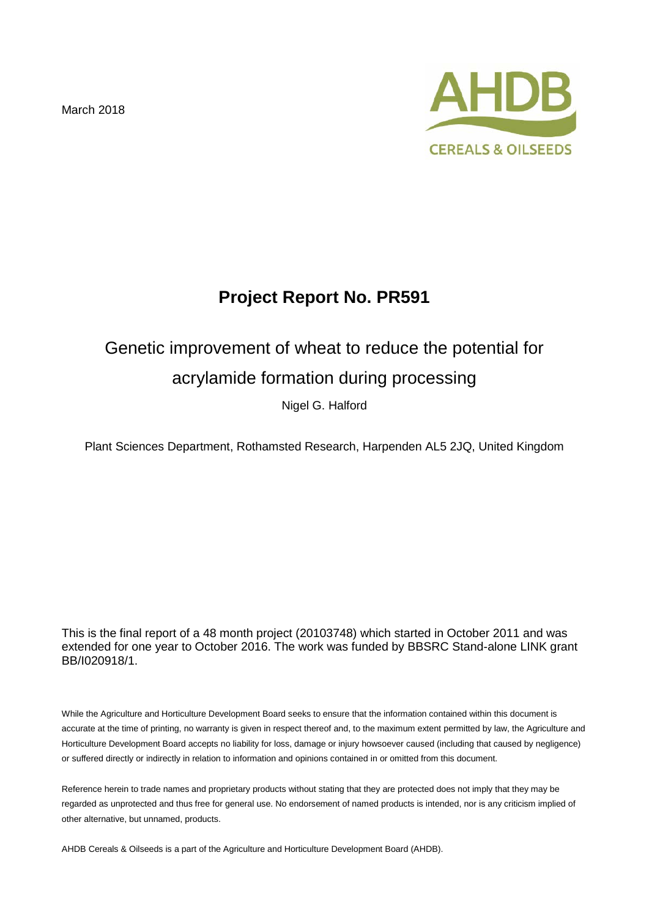March 2018

AHDB

CEREALS & OILSEEDS

# Project Report No. PR591

## Genetic improvement of wheat to reduce the potential for acrylamide formation during processing

Nigel G. Halford

Plant Sciences Department, Rothamsted Research, Harpenden AL5 2JQ, United Kingdom

This is the final report of a 48 month project (20103748) which started in October 2011 and was extended for one year to October 2016. The work was funded by BBSRC Stand-alone LINK grant BB/I020918/1.

While the Agriculture and Horticulture Development Board seeks to ensure that the information contained within this document is accurate at the time of printing, no warranty is given in respect thereof and, to the maximum extent permitted by law, the Agriculture and Horticulture Development Board accepts no liability for loss, damage or injury howsoever caused (including that caused by negligence) or suffered directly or indirectly in relation to information and opinions contained in or omitted from this document.

Reference herein to trade names and proprietary products without stating that they are protected does not imply that they may be regarded as unprotected and thus free for general use. No endorsement of named products is intended, nor is any criticism implied of other alternative, but unnamed, products.

AHDB Cereals & Oilseeds is a part of the Agriculture and Horticulture Development Board (AHDB).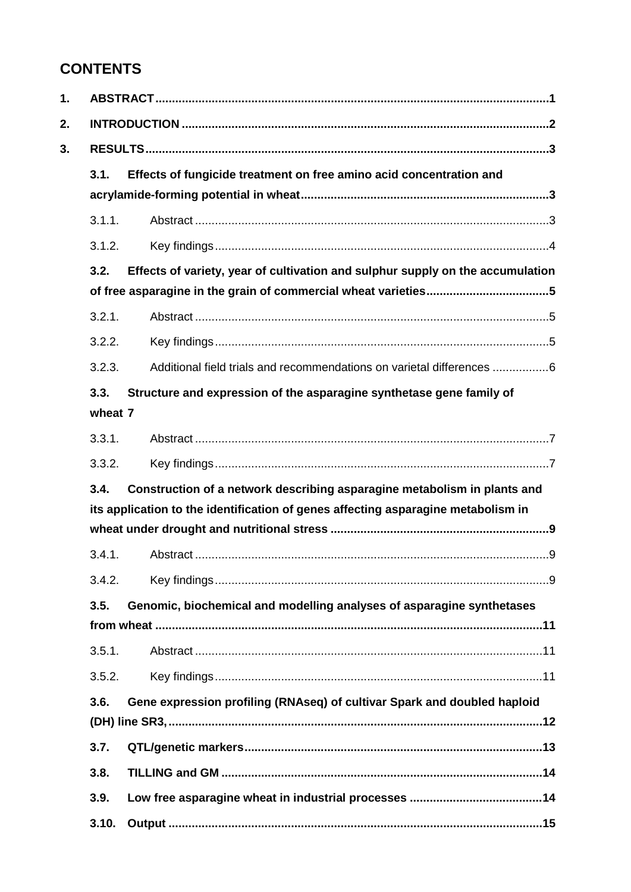## CONTENTS

1. ABSTRACT ..... 1
2. INTRODUCTION ..... 2
3. RESULTS ..... 3
    - 3.1. Effects of fungicide treatment on free amino acid concentration and acrylamide-forming potential in wheat ..... 3
        - 3.1.1. Abstract ..... 3
        - 3.1.2. Key findings ..... 4
    - 3.2. Effects of variety, year of cultivation and sulphur supply on the accumulation of free asparagine in the grain of commercial wheat varieties ..... 5
        - 3.2.1. Abstract ..... 5
        - 3.2.2. Key findings ..... 5
        - 3.2.3. Additional field trials and recommendations on varietal differences ..... 6
    - 3.3. Structure and expression of the asparagine synthetase gene family of wheat 7
        - 3.3.1. Abstract ..... 7
        - 3.3.2. Key findings ..... 7
    - 3.4. Construction of a network describing asparagine metabolism in plants and its application to the identification of genes affecting asparagine metabolism in wheat under drought and nutritional stress ..... 9
        - 3.4.1. Abstract ..... 9
        - 3.4.2. Key findings ..... 9
    - 3.5. Genomic, biochemical and modelling analyses of asparagine synthetases from wheat ..... 11
        - 3.5.1. Abstract ..... 11
        - 3.5.2. Key findings ..... 11
    - 3.6. Gene expression profiling (RNAseq) of cultivar Spark and doubled haploid (DH) line SR3, ..... 12
    - 3.7. QTL/genetic markers ..... 13
    - 3.8. TILLING and GM ..... 14
    - 3.9. Low free asparagine wheat in industrial processes ..... 14
    - 3.10. Output ..... 15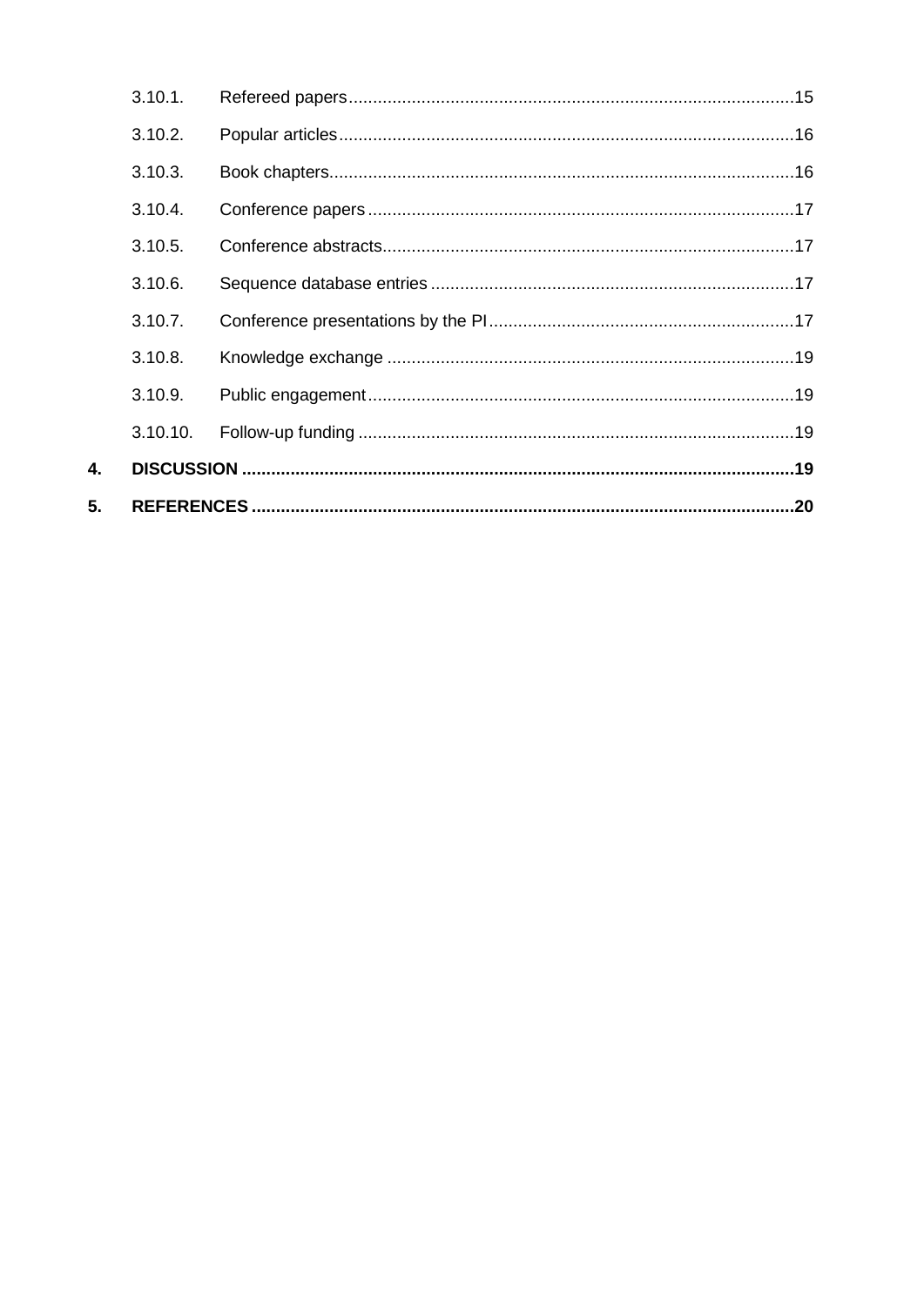3.10.1. Refereed papers ..... 15

3.10.2. Popular articles ..... 16

3.10.3. Book chapters ..... 16

3.10.4. Conference papers ..... 17

3.10.5. Conference abstracts ..... 17

3.10.6. Sequence database entries ..... 17

3.10.7. Conference presentations by the PI ..... 17

3.10.8. Knowledge exchange ..... 19

3.10.9. Public engagement ..... 19

3.10.10. Follow-up funding ..... 19

**4. DISCUSSION ..... 19**

**5. REFERENCES ..... 20**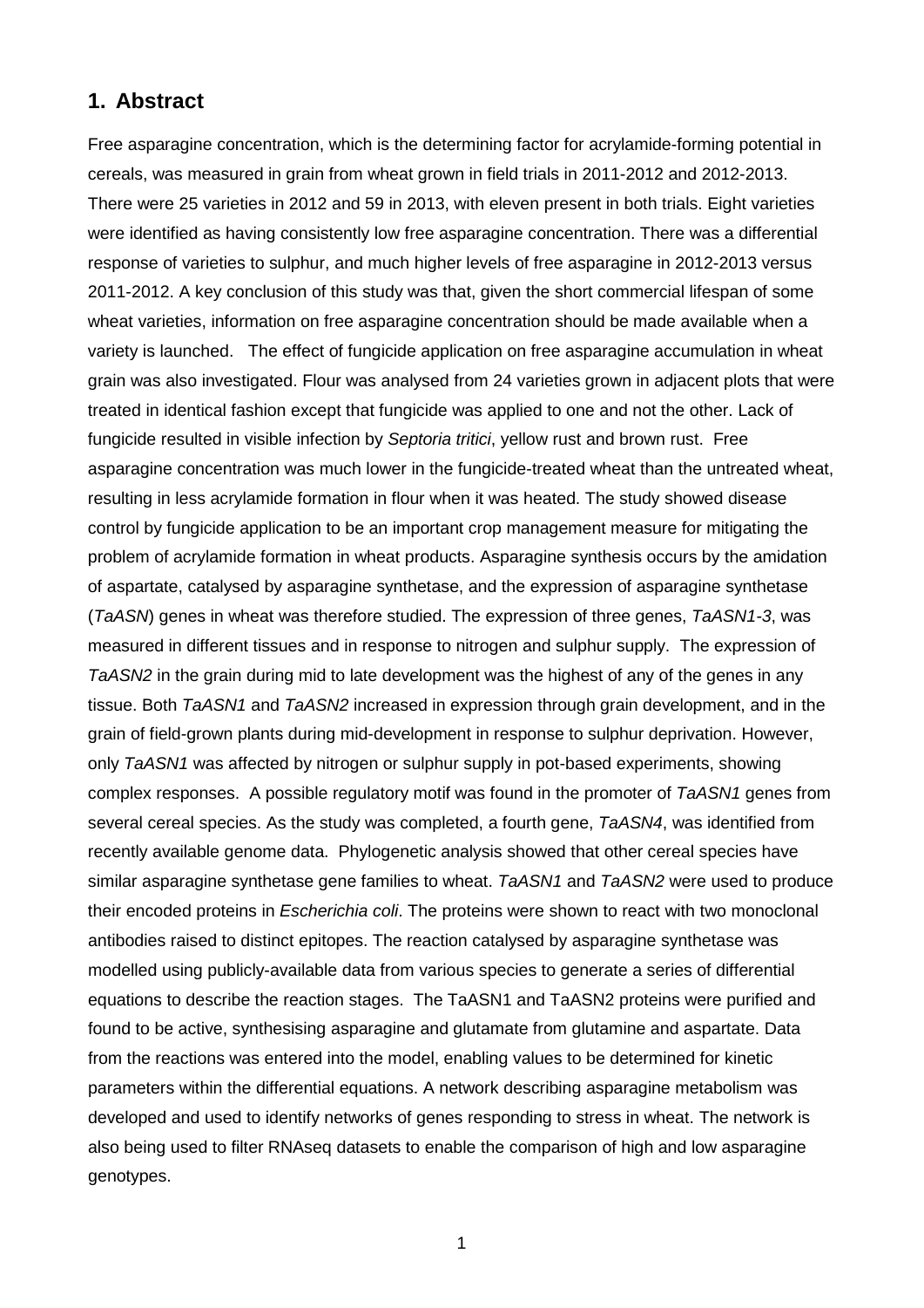## 1. Abstract

Free asparagine concentration, which is the determining factor for acrylamide-forming potential in cereals, was measured in grain from wheat grown in field trials in 2011-2012 and 2012-2013. There were 25 varieties in 2012 and 59 in 2013, with eleven present in both trials. Eight varieties were identified as having consistently low free asparagine concentration. There was a differential response of varieties to sulphur, and much higher levels of free asparagine in 2012-2013 versus 2011-2012. A key conclusion of this study was that, given the short commercial lifespan of some wheat varieties, information on free asparagine concentration should be made available when a variety is launched. The effect of fungicide application on free asparagine accumulation in wheat grain was also investigated. Flour was analysed from 24 varieties grown in adjacent plots that were treated in identical fashion except that fungicide was applied to one and not the other. Lack of fungicide resulted in visible infection by *Septoria tritici*, yellow rust and brown rust. Free asparagine concentration was much lower in the fungicide-treated wheat than the untreated wheat, resulting in less acrylamide formation in flour when it was heated. The study showed disease control by fungicide application to be an important crop management measure for mitigating the problem of acrylamide formation in wheat products. Asparagine synthesis occurs by the amidation of aspartate, catalysed by asparagine synthetase, and the expression of asparagine synthetase (*TaASN*) genes in wheat was therefore studied. The expression of three genes, *TaASN1-3*, was measured in different tissues and in response to nitrogen and sulphur supply. The expression of *TaASN2* in the grain during mid to late development was the highest of any of the genes in any tissue. Both *TaASN1* and *TaASN2* increased in expression through grain development, and in the grain of field-grown plants during mid-development in response to sulphur deprivation. However, only *TaASN1* was affected by nitrogen or sulphur supply in pot-based experiments, showing complex responses. A possible regulatory motif was found in the promoter of *TaASN1* genes from several cereal species. As the study was completed, a fourth gene, *TaASN4*, was identified from recently available genome data. Phylogenetic analysis showed that other cereal species have similar asparagine synthetase gene families to wheat. *TaASN1* and *TaASN2* were used to produce their encoded proteins in *Escherichia coli*. The proteins were shown to react with two monoclonal antibodies raised to distinct epitopes. The reaction catalysed by asparagine synthetase was modelled using publicly-available data from various species to generate a series of differential equations to describe the reaction stages. The TaASN1 and TaASN2 proteins were purified and found to be active, synthesising asparagine and glutamate from glutamine and aspartate. Data from the reactions was entered into the model, enabling values to be determined for kinetic parameters within the differential equations. A network describing asparagine metabolism was developed and used to identify networks of genes responding to stress in wheat. The network is also being used to filter RNAseq datasets to enable the comparison of high and low asparagine genotypes.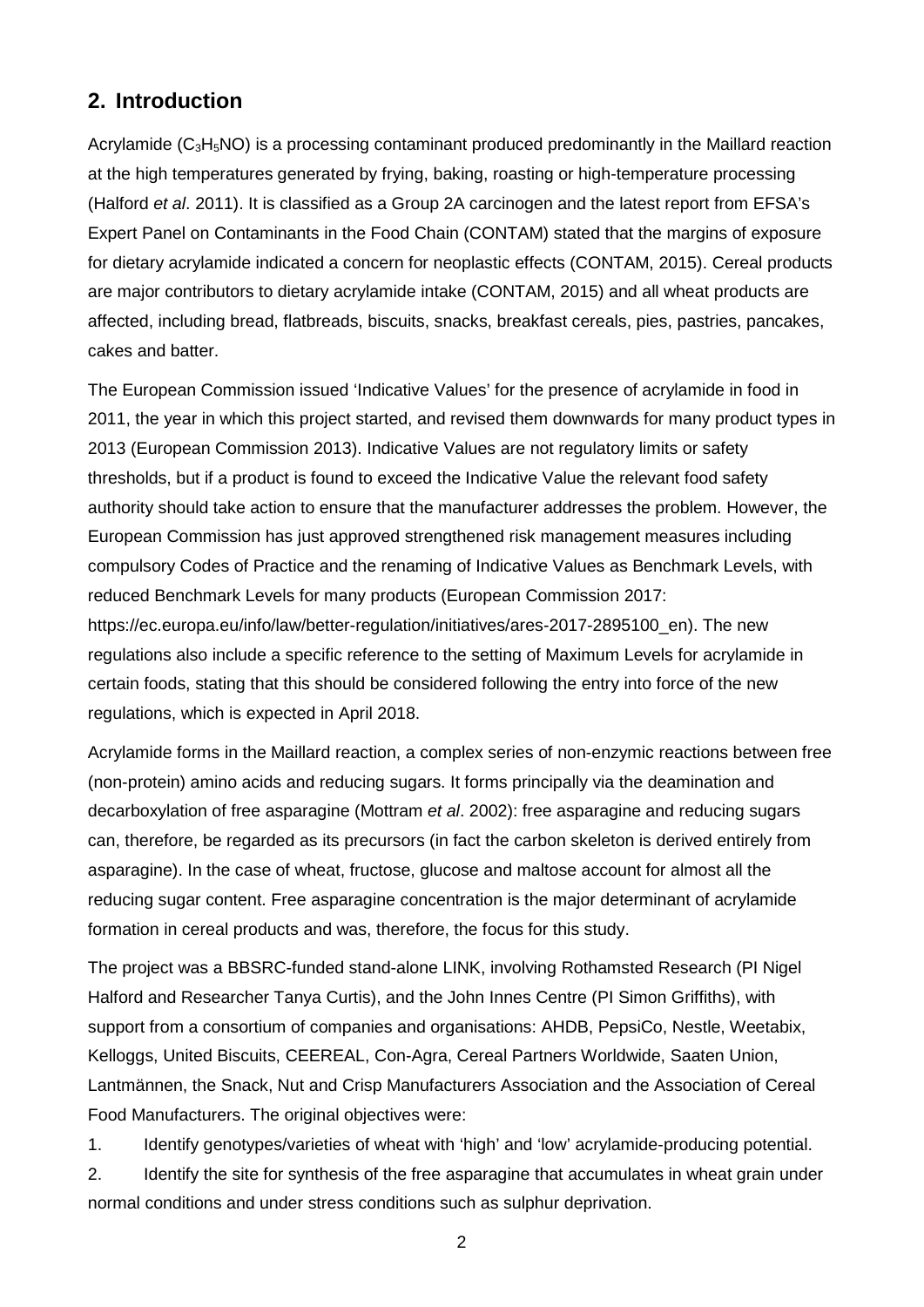## 2. Introduction

Acrylamide ($C_3H_5NO$) is a processing contaminant produced predominantly in the Maillard reaction at the high temperatures generated by frying, baking, roasting or high-temperature processing (Halford *et al*. 2011). It is classified as a Group 2A carcinogen and the latest report from EFSA's Expert Panel on Contaminants in the Food Chain (CONTAM) stated that the margins of exposure for dietary acrylamide indicated a concern for neoplastic effects (CONTAM, 2015). Cereal products are major contributors to dietary acrylamide intake (CONTAM, 2015) and all wheat products are affected, including bread, flatbreads, biscuits, snacks, breakfast cereals, pies, pastries, pancakes, cakes and batter.

The European Commission issued 'Indicative Values' for the presence of acrylamide in food in 2011, the year in which this project started, and revised them downwards for many product types in 2013 (European Commission 2013). Indicative Values are not regulatory limits or safety thresholds, but if a product is found to exceed the Indicative Value the relevant food safety authority should take action to ensure that the manufacturer addresses the problem. However, the European Commission has just approved strengthened risk management measures including compulsory Codes of Practice and the renaming of Indicative Values as Benchmark Levels, with reduced Benchmark Levels for many products (European Commission 2017: https://ec.europa.eu/info/law/better-regulation/initiatives/ares-2017-2895100_en). The new regulations also include a specific reference to the setting of Maximum Levels for acrylamide in certain foods, stating that this should be considered following the entry into force of the new regulations, which is expected in April 2018.

Acrylamide forms in the Maillard reaction, a complex series of non-enzymic reactions between free (non-protein) amino acids and reducing sugars. It forms principally via the deamination and decarboxylation of free asparagine (Mottram *et al*. 2002): free asparagine and reducing sugars can, therefore, be regarded as its precursors (in fact the carbon skeleton is derived entirely from asparagine). In the case of wheat, fructose, glucose and maltose account for almost all the reducing sugar content. Free asparagine concentration is the major determinant of acrylamide formation in cereal products and was, therefore, the focus for this study.

The project was a BBSRC-funded stand-alone LINK, involving Rothamsted Research (PI Nigel Halford and Researcher Tanya Curtis), and the John Innes Centre (PI Simon Griffiths), with support from a consortium of companies and organisations: AHDB, PepsiCo, Nestle, Weetabix, Kelloggs, United Biscuits, CEEREAL, Con-Agra, Cereal Partners Worldwide, Saaten Union, Lantmännen, the Snack, Nut and Crisp Manufacturers Association and the Association of Cereal Food Manufacturers. The original objectives were:

1. Identify genotypes/varieties of wheat with 'high' and 'low' acrylamide-producing potential.
2. Identify the site for synthesis of the free asparagine that accumulates in wheat grain under normal conditions and under stress conditions such as sulphur deprivation.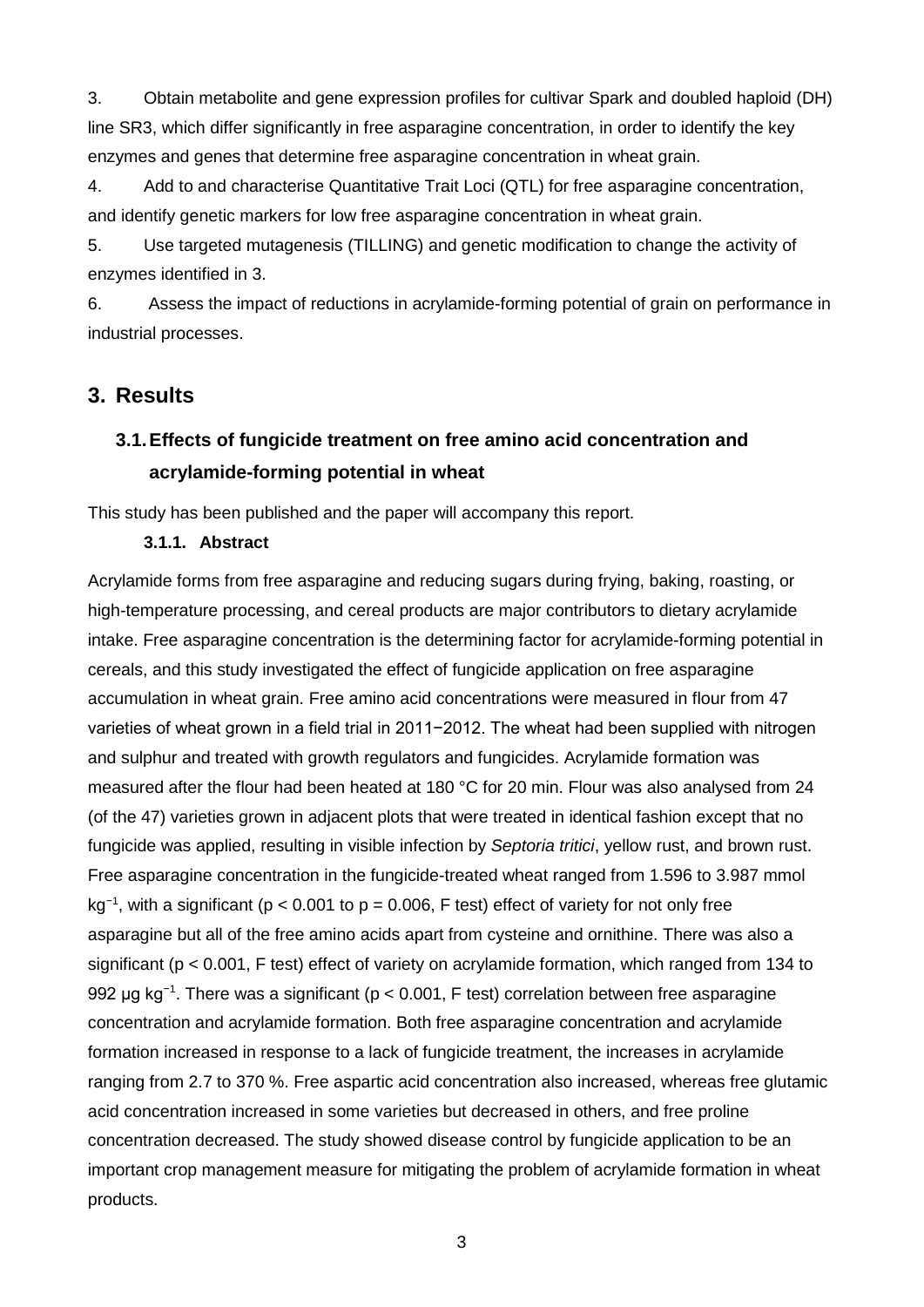3. Obtain metabolite and gene expression profiles for cultivar Spark and doubled haploid (DH) line SR3, which differ significantly in free asparagine concentration, in order to identify the key enzymes and genes that determine free asparagine concentration in wheat grain.

4. Add to and characterise Quantitative Trait Loci (QTL) for free asparagine concentration, and identify genetic markers for low free asparagine concentration in wheat grain.

5. Use targeted mutagenesis (TILLING) and genetic modification to change the activity of enzymes identified in 3.

6. Assess the impact of reductions in acrylamide-forming potential of grain on performance in industrial processes.

# 3. Results

## 3.1. Effects of fungicide treatment on free amino acid concentration and acrylamide-forming potential in wheat

This study has been published and the paper will accompany this report.

### 3.1.1. Abstract

Acrylamide forms from free asparagine and reducing sugars during frying, baking, roasting, or high-temperature processing, and cereal products are major contributors to dietary acrylamide intake. Free asparagine concentration is the determining factor for acrylamide-forming potential in cereals, and this study investigated the effect of fungicide application on free asparagine accumulation in wheat grain. Free amino acid concentrations were measured in flour from 47 varieties of wheat grown in a field trial in 2011−2012. The wheat had been supplied with nitrogen and sulphur and treated with growth regulators and fungicides. Acrylamide formation was measured after the flour had been heated at 180 °C for 20 min. Flour was also analysed from 24 (of the 47) varieties grown in adjacent plots that were treated in identical fashion except that no fungicide was applied, resulting in visible infection by *Septoria tritici*, yellow rust, and brown rust. Free asparagine concentration in the fungicide-treated wheat ranged from 1.596 to 3.987 mmol $kg^{-1}$, with a significant ($p < 0.001$ to $p = 0.006$, F test) effect of variety for not only free asparagine but all of the free amino acids apart from cysteine and ornithine. There was also a significant ($p < 0.001$, F test) effect of variety on acrylamide formation, which ranged from 134 to 992 µg $kg^{-1}$. There was a significant ($p < 0.001$, F test) correlation between free asparagine concentration and acrylamide formation. Both free asparagine concentration and acrylamide formation increased in response to a lack of fungicide treatment, the increases in acrylamide ranging from 2.7 to 370 %. Free aspartic acid concentration also increased, whereas free glutamic acid concentration increased in some varieties but decreased in others, and free proline concentration decreased. The study showed disease control by fungicide application to be an important crop management measure for mitigating the problem of acrylamide formation in wheat products.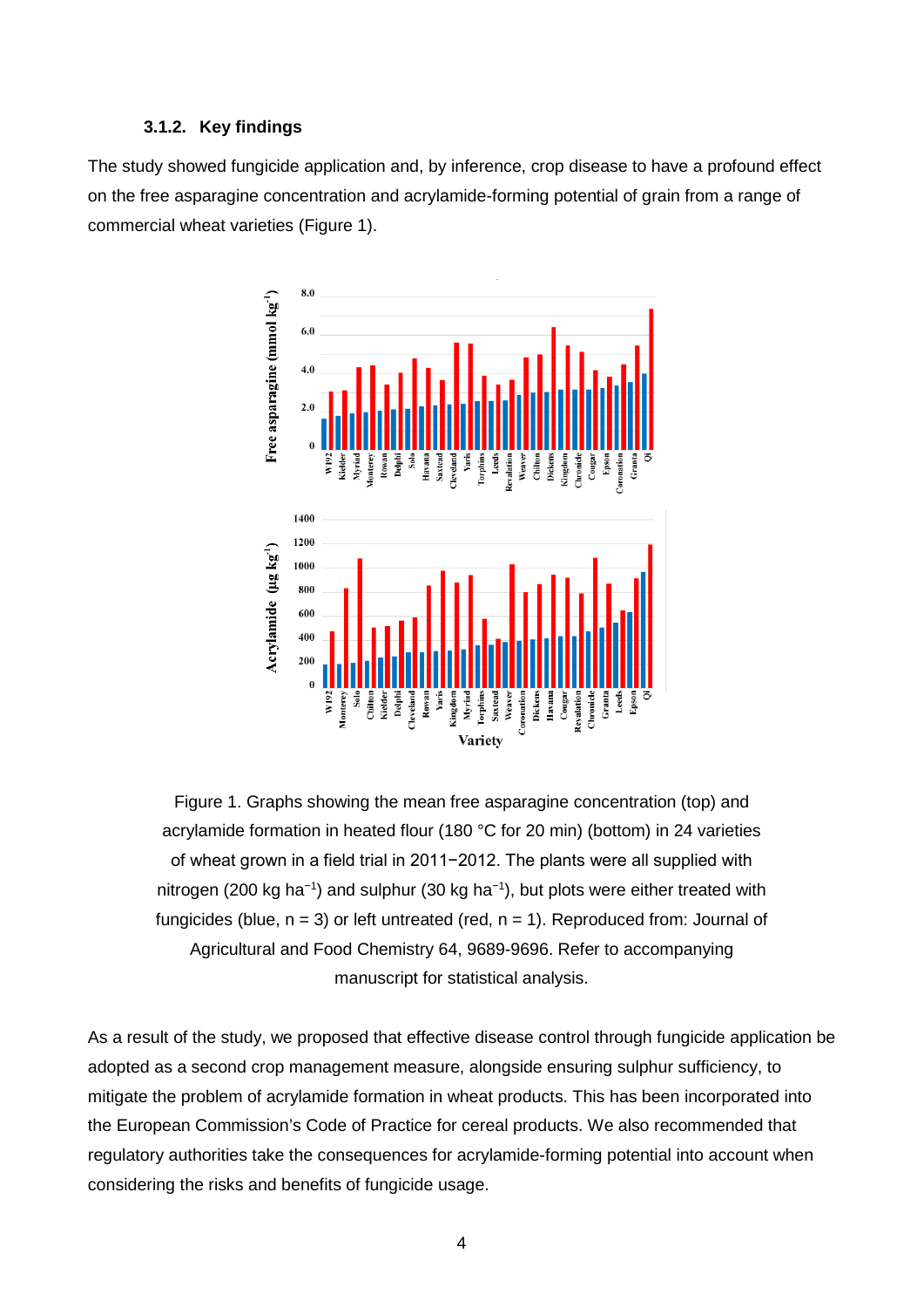### 3.1.2. Key findings

The study showed fungicide application and, by inference, crop disease to have a profound effect on the free asparagine concentration and acrylamide-forming potential of grain from a range of commercial wheat varieties (Figure 1).

Figure 1. Graphs showing the mean free asparagine concentration (top) and acrylamide formation in heated flour (180 °C for 20 min) (bottom) in 24 varieties of wheat grown in a field trial in 2011−2012. The plants were all supplied with nitrogen (200 kg ha$^{-1}$) and sulphur (30 kg ha$^{-1}$), but plots were either treated with fungicides (blue, n = 3) or left untreated (red, n = 1). Reproduced from: Journal of Agricultural and Food Chemistry 64, 9689-9696. Refer to accompanying manuscript for statistical analysis.

As a result of the study, we proposed that effective disease control through fungicide application be adopted as a second crop management measure, alongside ensuring sulphur sufficiency, to mitigate the problem of acrylamide formation in wheat products. This has been incorporated into the European Commission's Code of Practice for cereal products. We also recommended that regulatory authorities take the consequences for acrylamide-forming potential into account when considering the risks and benefits of fungicide usage.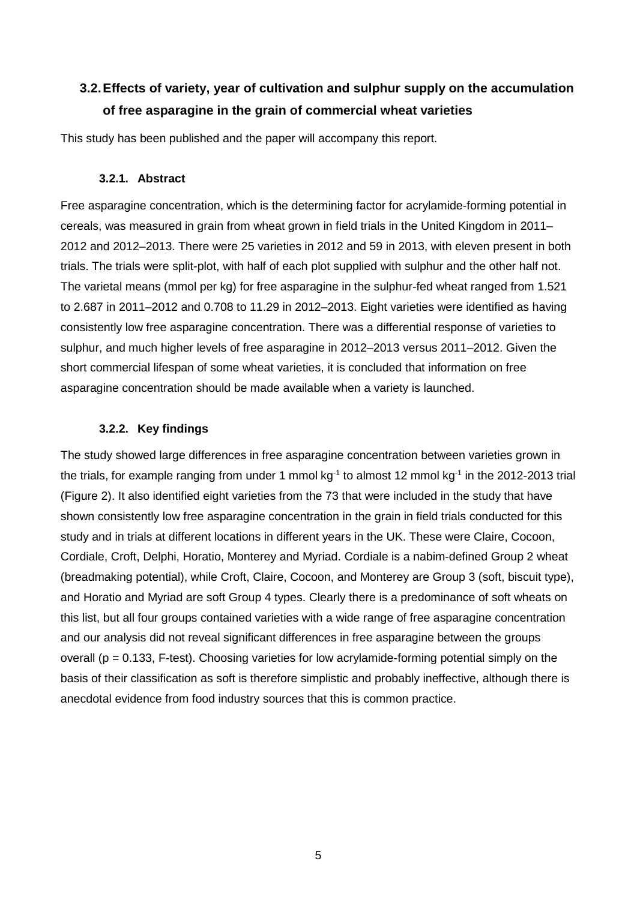## 3.2. Effects of variety, year of cultivation and sulphur supply on the accumulation of free asparagine in the grain of commercial wheat varieties

This study has been published and the paper will accompany this report.

### 3.2.1. Abstract

Free asparagine concentration, which is the determining factor for acrylamide-forming potential in cereals, was measured in grain from wheat grown in field trials in the United Kingdom in 2011–2012 and 2012–2013. There were 25 varieties in 2012 and 59 in 2013, with eleven present in both trials. The trials were split-plot, with half of each plot supplied with sulphur and the other half not. The varietal means (mmol per kg) for free asparagine in the sulphur-fed wheat ranged from 1.521 to 2.687 in 2011–2012 and 0.708 to 11.29 in 2012–2013. Eight varieties were identified as having consistently low free asparagine concentration. There was a differential response of varieties to sulphur, and much higher levels of free asparagine in 2012–2013 versus 2011–2012. Given the short commercial lifespan of some wheat varieties, it is concluded that information on free asparagine concentration should be made available when a variety is launched.

### 3.2.2. Key findings

The study showed large differences in free asparagine concentration between varieties grown in the trials, for example ranging from under 1 mmol $kg^{-1}$ to almost 12 mmol $kg^{-1}$ in the 2012-2013 trial (Figure 2). It also identified eight varieties from the 73 that were included in the study that have shown consistently low free asparagine concentration in the grain in field trials conducted for this study and in trials at different locations in different years in the UK. These were Claire, Cocoon, Cordiale, Croft, Delphi, Horatio, Monterey and Myriad. Cordiale is a nabim-defined Group 2 wheat (breadmaking potential), while Croft, Claire, Cocoon, and Monterey are Group 3 (soft, biscuit type), and Horatio and Myriad are soft Group 4 types. Clearly there is a predominance of soft wheats on this list, but all four groups contained varieties with a wide range of free asparagine concentration and our analysis did not reveal significant differences in free asparagine between the groups overall ($p = 0.133$, F-test). Choosing varieties for low acrylamide-forming potential simply on the basis of their classification as soft is therefore simplistic and probably ineffective, although there is anecdotal evidence from food industry sources that this is common practice.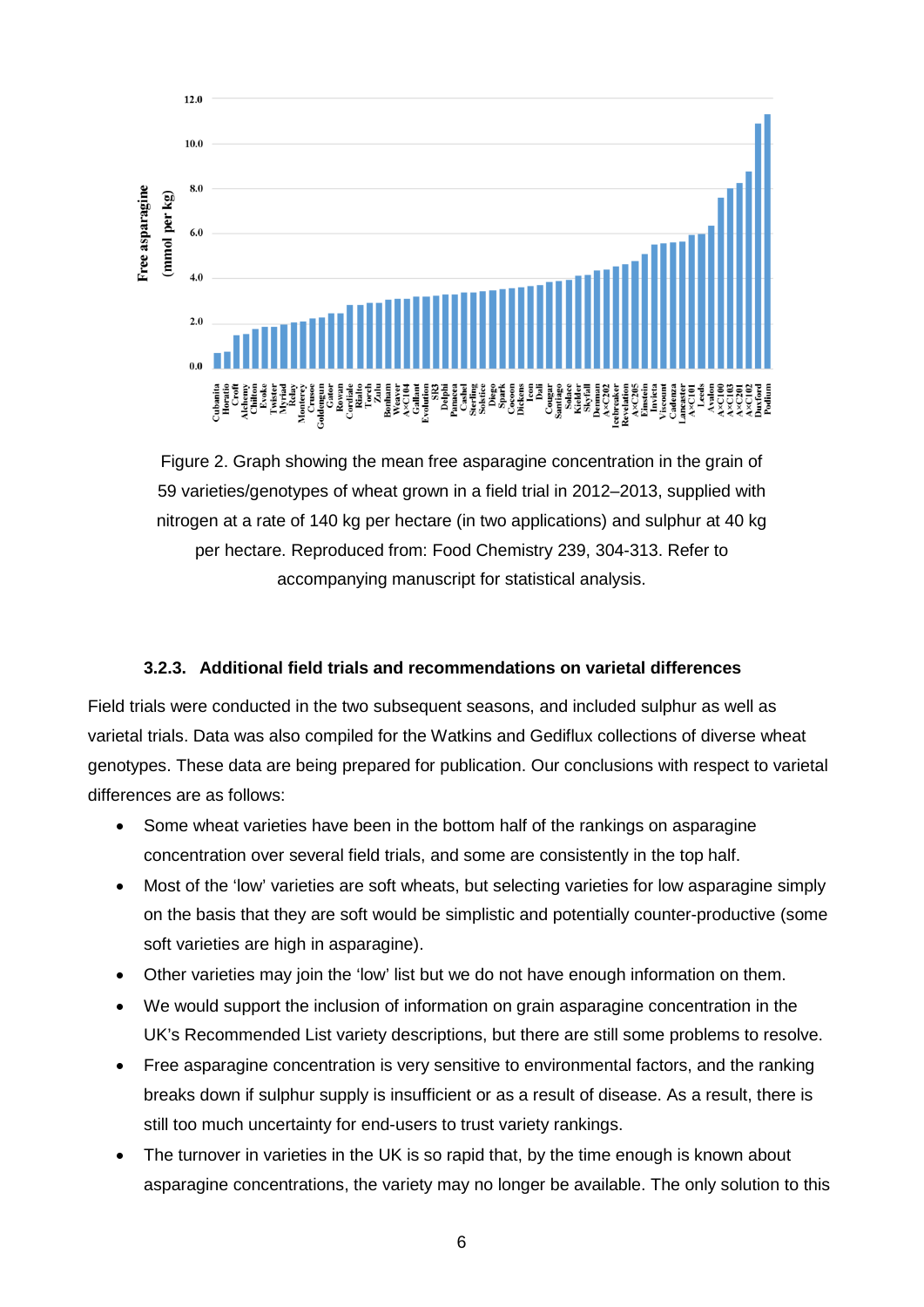Figure 2. Graph showing the mean free asparagine concentration in the grain of 59 varieties/genotypes of wheat grown in a field trial in 2012–2013, supplied with nitrogen at a rate of 140 kg per hectare (in two applications) and sulphur at 40 kg per hectare. Reproduced from: Food Chemistry 239, 304-313. Refer to accompanying manuscript for statistical analysis.

### 3.2.3. Additional field trials and recommendations on varietal differences

Field trials were conducted in the two subsequent seasons, and included sulphur as well as varietal trials. Data was also compiled for the Watkins and Gediflux collections of diverse wheat genotypes. These data are being prepared for publication. Our conclusions with respect to varietal differences are as follows:

- Some wheat varieties have been in the bottom half of the rankings on asparagine concentration over several field trials, and some are consistently in the top half.
- Most of the 'low' varieties are soft wheats, but selecting varieties for low asparagine simply on the basis that they are soft would be simplistic and potentially counter-productive (some soft varieties are high in asparagine).
- Other varieties may join the 'low' list but we do not have enough information on them.
- We would support the inclusion of information on grain asparagine concentration in the UK's Recommended List variety descriptions, but there are still some problems to resolve.
- Free asparagine concentration is very sensitive to environmental factors, and the ranking breaks down if sulphur supply is insufficient or as a result of disease. As a result, there is still too much uncertainty for end-users to trust variety rankings.
- The turnover in varieties in the UK is so rapid that, by the time enough is known about asparagine concentrations, the variety may no longer be available. The only solution to this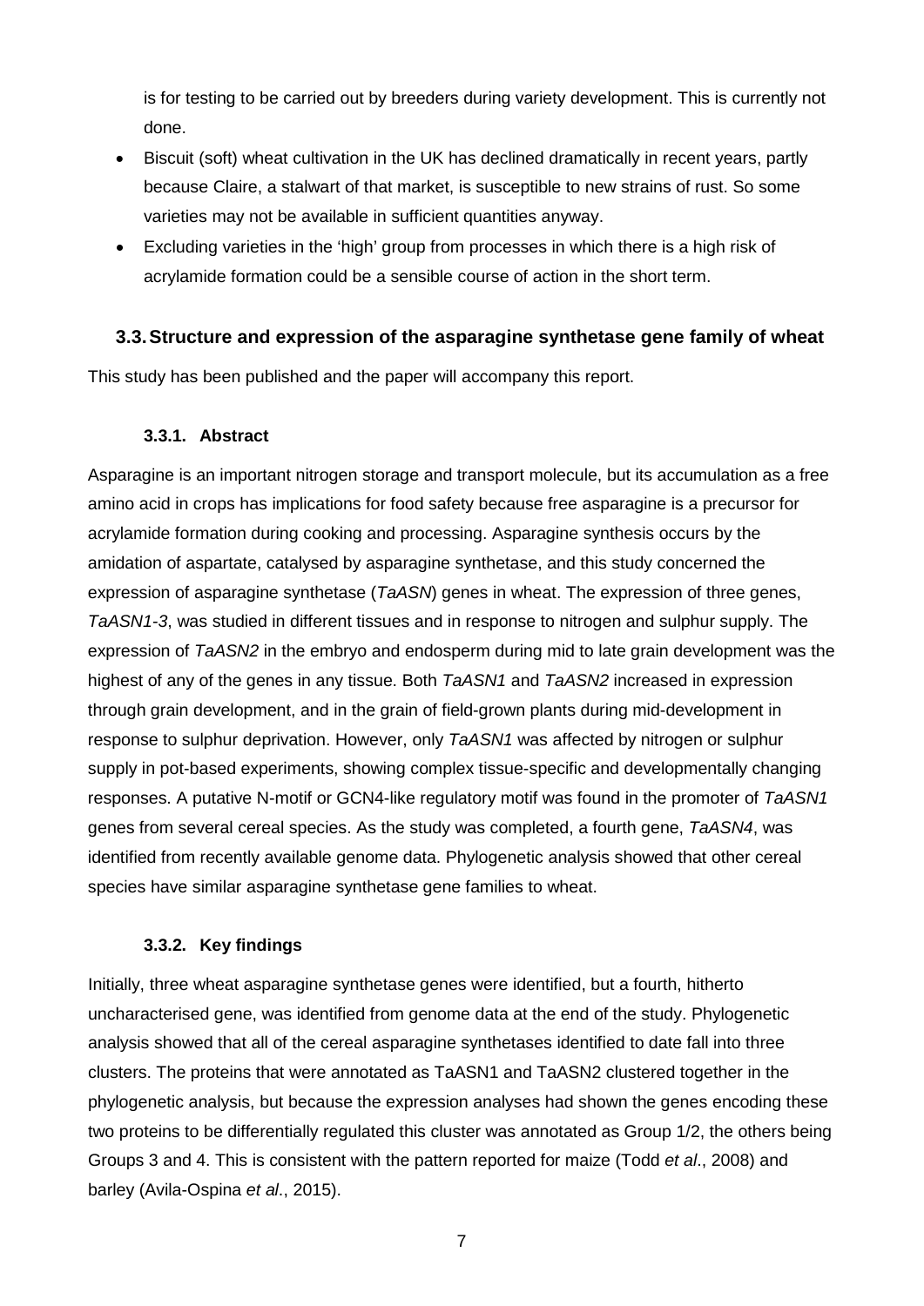is for testing to be carried out by breeders during variety development. This is currently not done.

- Biscuit (soft) wheat cultivation in the UK has declined dramatically in recent years, partly because Claire, a stalwart of that market, is susceptible to new strains of rust. So some varieties may not be available in sufficient quantities anyway.
- Excluding varieties in the 'high' group from processes in which there is a high risk of acrylamide formation could be a sensible course of action in the short term.

## 3.3. Structure and expression of the asparagine synthetase gene family of wheat

This study has been published and the paper will accompany this report.

### 3.3.1. Abstract

Asparagine is an important nitrogen storage and transport molecule, but its accumulation as a free amino acid in crops has implications for food safety because free asparagine is a precursor for acrylamide formation during cooking and processing. Asparagine synthesis occurs by the amidation of aspartate, catalysed by asparagine synthetase, and this study concerned the expression of asparagine synthetase (*TaASN*) genes in wheat. The expression of three genes, *TaASN1-3*, was studied in different tissues and in response to nitrogen and sulphur supply. The expression of *TaASN2* in the embryo and endosperm during mid to late grain development was the highest of any of the genes in any tissue. Both *TaASN1* and *TaASN2* increased in expression through grain development, and in the grain of field-grown plants during mid-development in response to sulphur deprivation. However, only *TaASN1* was affected by nitrogen or sulphur supply in pot-based experiments, showing complex tissue-specific and developmentally changing responses. A putative N-motif or GCN4-like regulatory motif was found in the promoter of *TaASN1* genes from several cereal species. As the study was completed, a fourth gene, *TaASN4*, was identified from recently available genome data. Phylogenetic analysis showed that other cereal species have similar asparagine synthetase gene families to wheat.

### 3.3.2. Key findings

Initially, three wheat asparagine synthetase genes were identified, but a fourth, hitherto uncharacterised gene, was identified from genome data at the end of the study. Phylogenetic analysis showed that all of the cereal asparagine synthetases identified to date fall into three clusters. The proteins that were annotated as TaASN1 and TaASN2 clustered together in the phylogenetic analysis, but because the expression analyses had shown the genes encoding these two proteins to be differentially regulated this cluster was annotated as Group 1/2, the others being Groups 3 and 4. This is consistent with the pattern reported for maize (Todd *et al*., 2008) and barley (Avila-Ospina *et al*., 2015).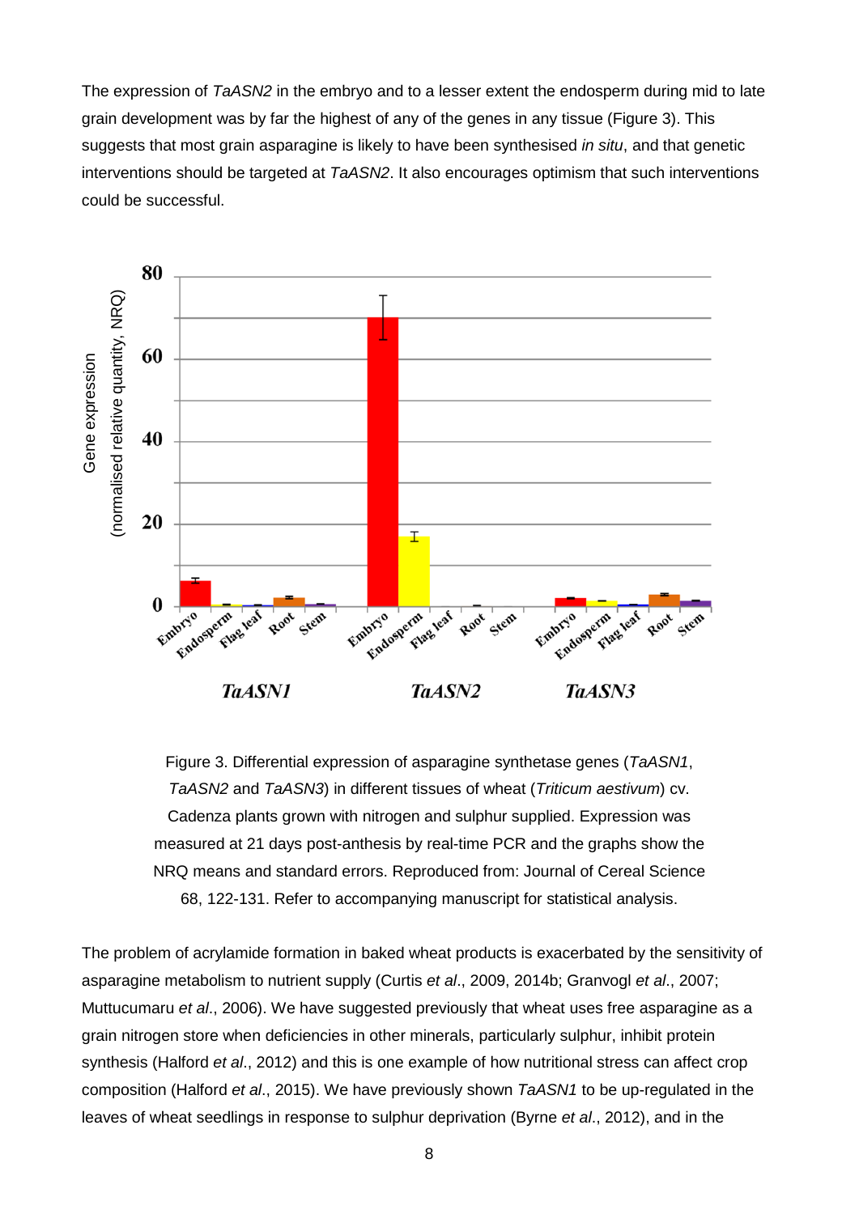The expression of *TaASN2* in the embryo and to a lesser extent the endosperm during mid to late grain development was by far the highest of any of the genes in any tissue (Figure 3). This suggests that most grain asparagine is likely to have been synthesised *in situ*, and that genetic interventions should be targeted at *TaASN2*. It also encourages optimism that such interventions could be successful.

Figure 3. Differential expression of asparagine synthetase genes (*TaASN1*, *TaASN2* and *TaASN3*) in different tissues of wheat (*Triticum aestivum*) cv. Cadenza plants grown with nitrogen and sulphur supplied. Expression was measured at 21 days post-anthesis by real-time PCR and the graphs show the NRQ means and standard errors. Reproduced from: Journal of Cereal Science 68, 122-131. Refer to accompanying manuscript for statistical analysis.

The problem of acrylamide formation in baked wheat products is exacerbated by the sensitivity of asparagine metabolism to nutrient supply (Curtis *et al*., 2009, 2014b; Granvogl *et al*., 2007; Muttucumaru *et al*., 2006). We have suggested previously that wheat uses free asparagine as a grain nitrogen store when deficiencies in other minerals, particularly sulphur, inhibit protein synthesis (Halford *et al*., 2012) and this is one example of how nutritional stress can affect crop composition (Halford *et al*., 2015). We have previously shown *TaASN1* to be up-regulated in the leaves of wheat seedlings in response to sulphur deprivation (Byrne *et al*., 2012), and in the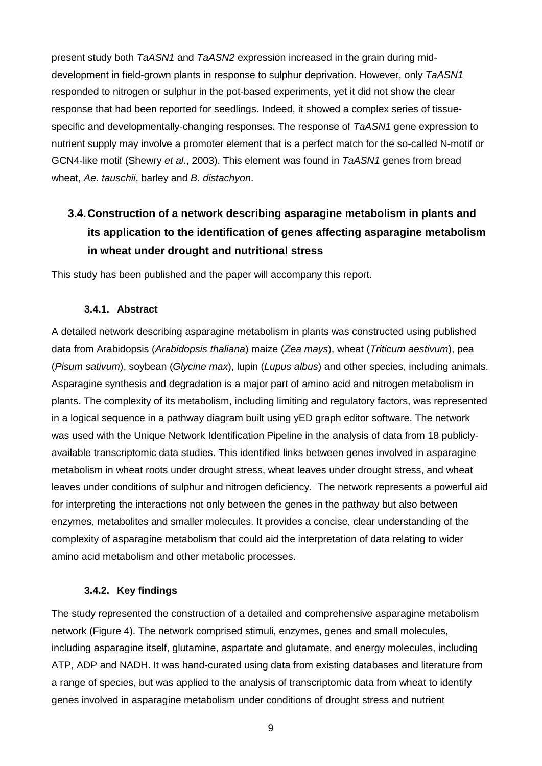present study both *TaASN1* and *TaASN2* expression increased in the grain during mid-development in field-grown plants in response to sulphur deprivation. However, only *TaASN1* responded to nitrogen or sulphur in the pot-based experiments, yet it did not show the clear response that had been reported for seedlings. Indeed, it showed a complex series of tissue-specific and developmentally-changing responses. The response of *TaASN1* gene expression to nutrient supply may involve a promoter element that is a perfect match for the so-called N-motif or GCN4-like motif (Shewry *et al*., 2003). This element was found in *TaASN1* genes from bread wheat, *Ae. tauschii*, barley and *B. distachyon*.

## 3.4. Construction of a network describing asparagine metabolism in plants and its application to the identification of genes affecting asparagine metabolism in wheat under drought and nutritional stress

This study has been published and the paper will accompany this report.

### 3.4.1. Abstract

A detailed network describing asparagine metabolism in plants was constructed using published data from Arabidopsis (*Arabidopsis thaliana*) maize (*Zea mays*), wheat (*Triticum aestivum*), pea (*Pisum sativum*), soybean (*Glycine max*), lupin (*Lupus albus*) and other species, including animals. Asparagine synthesis and degradation is a major part of amino acid and nitrogen metabolism in plants. The complexity of its metabolism, including limiting and regulatory factors, was represented in a logical sequence in a pathway diagram built using yED graph editor software. The network was used with the Unique Network Identification Pipeline in the analysis of data from 18 publicly-available transcriptomic data studies. This identified links between genes involved in asparagine metabolism in wheat roots under drought stress, wheat leaves under drought stress, and wheat leaves under conditions of sulphur and nitrogen deficiency. The network represents a powerful aid for interpreting the interactions not only between the genes in the pathway but also between enzymes, metabolites and smaller molecules. It provides a concise, clear understanding of the complexity of asparagine metabolism that could aid the interpretation of data relating to wider amino acid metabolism and other metabolic processes.

### 3.4.2. Key findings

The study represented the construction of a detailed and comprehensive asparagine metabolism network (Figure 4). The network comprised stimuli, enzymes, genes and small molecules, including asparagine itself, glutamine, aspartate and glutamate, and energy molecules, including ATP, ADP and NADH. It was hand-curated using data from existing databases and literature from a range of species, but was applied to the analysis of transcriptomic data from wheat to identify genes involved in asparagine metabolism under conditions of drought stress and nutrient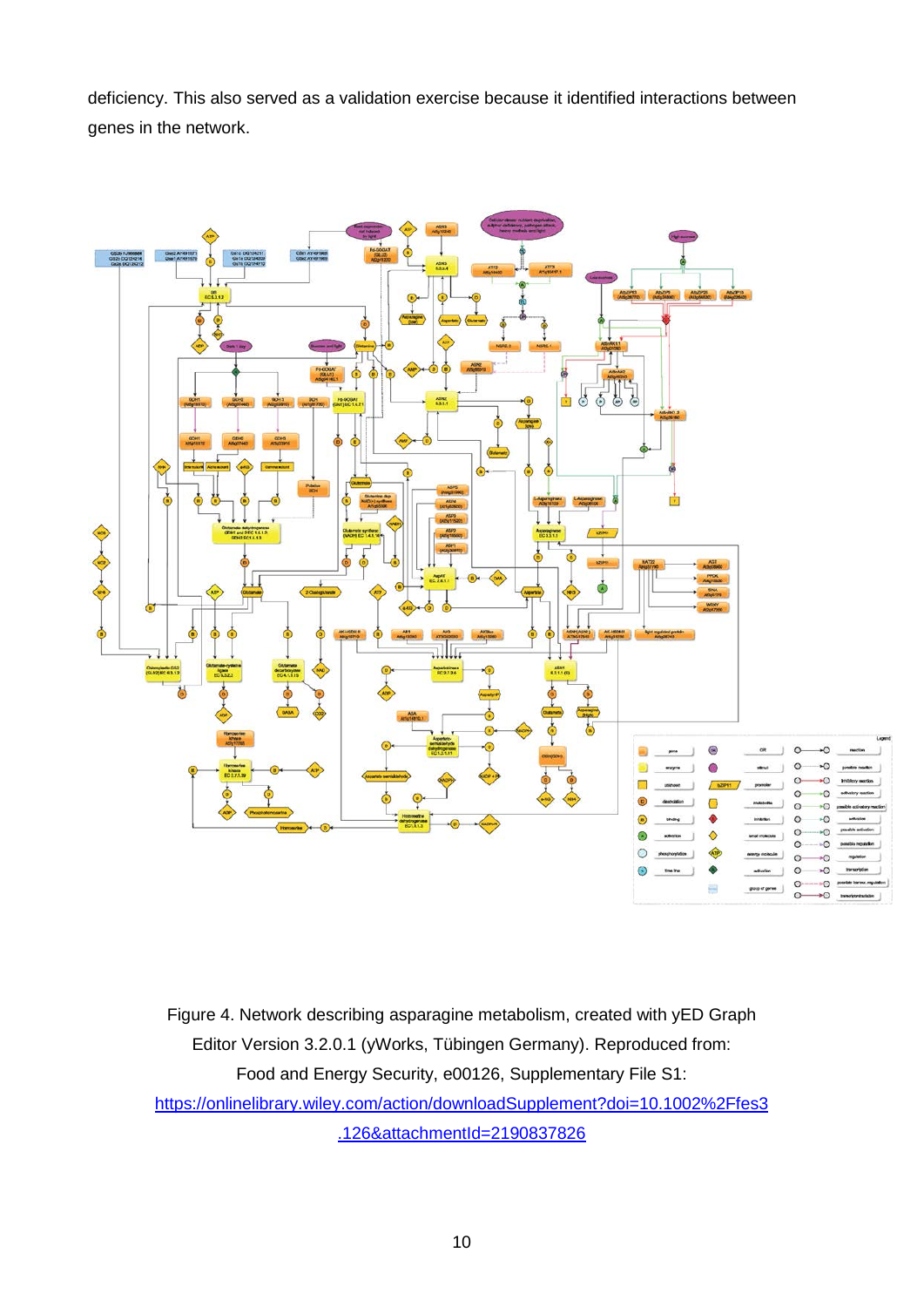deficiency. This also served as a validation exercise because it identified interactions between genes in the network.

Figure 4. Network describing asparagine metabolism, created with yED Graph Editor Version 3.2.0.1 (yWorks, Tübingen Germany). Reproduced from: Food and Energy Security, e00126, Supplementary File S1: https://onlinelibrary.wiley.com/action/downloadSupplement?doi=10.1002%2Ffes3.126&attachmentId=2190837826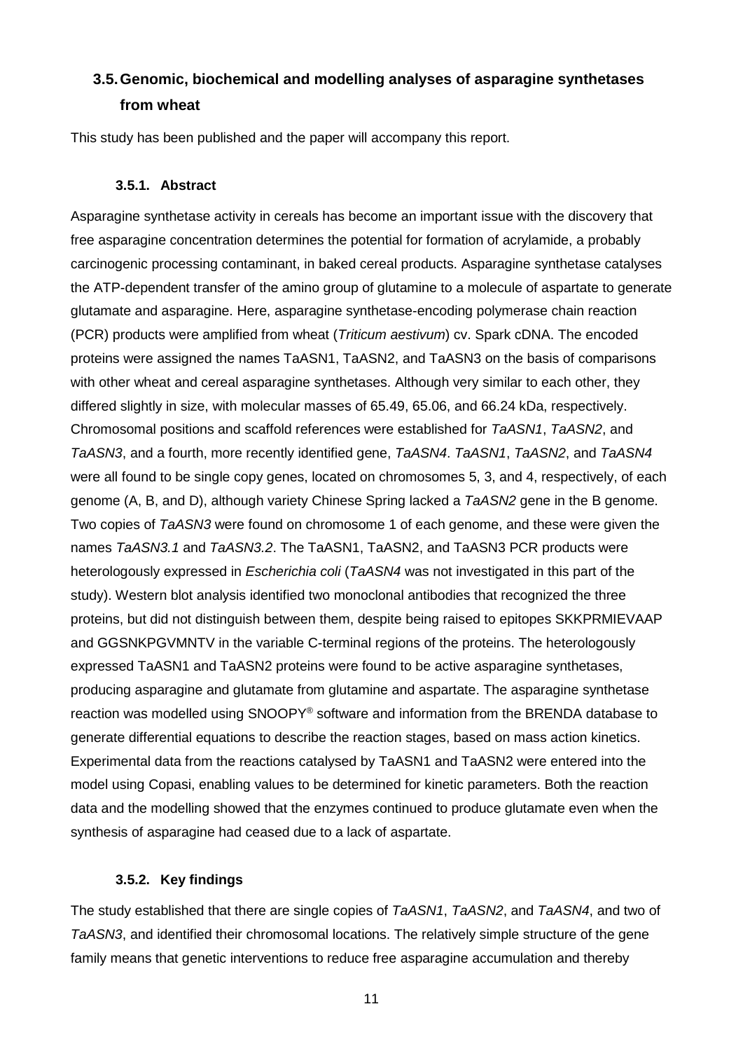## 3.5. Genomic, biochemical and modelling analyses of asparagine synthetases from wheat

This study has been published and the paper will accompany this report.

### 3.5.1. Abstract

Asparagine synthetase activity in cereals has become an important issue with the discovery that free asparagine concentration determines the potential for formation of acrylamide, a probably carcinogenic processing contaminant, in baked cereal products. Asparagine synthetase catalyses the ATP-dependent transfer of the amino group of glutamine to a molecule of aspartate to generate glutamate and asparagine. Here, asparagine synthetase-encoding polymerase chain reaction (PCR) products were amplified from wheat (*Triticum aestivum*) cv. Spark cDNA. The encoded proteins were assigned the names TaASN1, TaASN2, and TaASN3 on the basis of comparisons with other wheat and cereal asparagine synthetases. Although very similar to each other, they differed slightly in size, with molecular masses of 65.49, 65.06, and 66.24 kDa, respectively. Chromosomal positions and scaffold references were established for *TaASN1*, *TaASN2*, and *TaASN3*, and a fourth, more recently identified gene, *TaASN4*. *TaASN1*, *TaASN2*, and *TaASN4* were all found to be single copy genes, located on chromosomes 5, 3, and 4, respectively, of each genome (A, B, and D), although variety Chinese Spring lacked a *TaASN2* gene in the B genome. Two copies of *TaASN3* were found on chromosome 1 of each genome, and these were given the names *TaASN3.1* and *TaASN3.2*. The TaASN1, TaASN2, and TaASN3 PCR products were heterologously expressed in *Escherichia coli* (*TaASN4* was not investigated in this part of the study). Western blot analysis identified two monoclonal antibodies that recognized the three proteins, but did not distinguish between them, despite being raised to epitopes SKKPRMIEVAAP and GGSNKPGVMNTV in the variable C-terminal regions of the proteins. The heterologously expressed TaASN1 and TaASN2 proteins were found to be active asparagine synthetases, producing asparagine and glutamate from glutamine and aspartate. The asparagine synthetase reaction was modelled using SNOOPY® software and information from the BRENDA database to generate differential equations to describe the reaction stages, based on mass action kinetics. Experimental data from the reactions catalysed by TaASN1 and TaASN2 were entered into the model using Copasi, enabling values to be determined for kinetic parameters. Both the reaction data and the modelling showed that the enzymes continued to produce glutamate even when the synthesis of asparagine had ceased due to a lack of aspartate.

### 3.5.2. Key findings

The study established that there are single copies of *TaASN1*, *TaASN2*, and *TaASN4*, and two of *TaASN3*, and identified their chromosomal locations. The relatively simple structure of the gene family means that genetic interventions to reduce free asparagine accumulation and thereby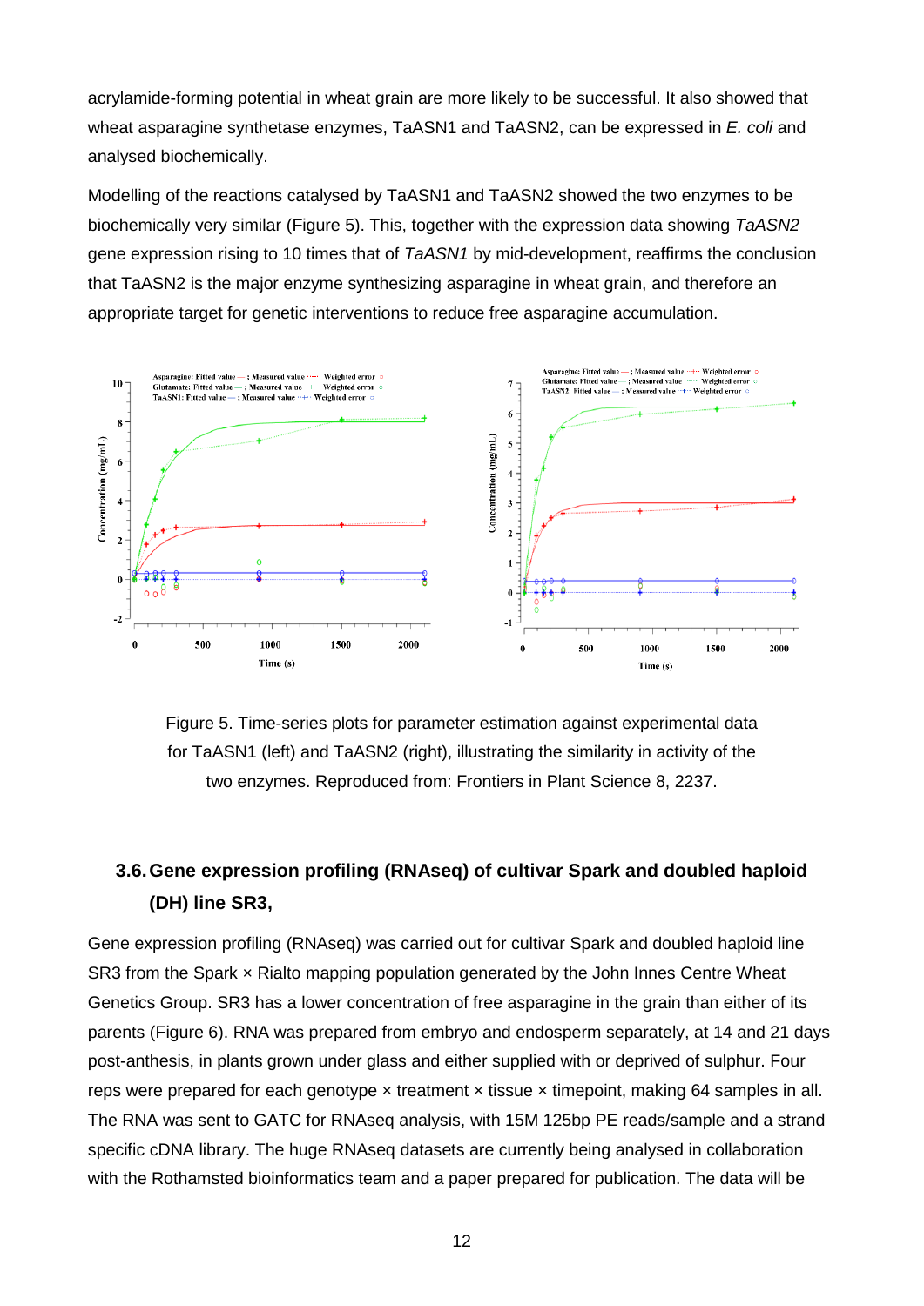acrylamide-forming potential in wheat grain are more likely to be successful. It also showed that wheat asparagine synthetase enzymes, TaASN1 and TaASN2, can be expressed in *E. coli* and analysed biochemically.

Modelling of the reactions catalysed by TaASN1 and TaASN2 showed the two enzymes to be biochemically very similar (Figure 5). This, together with the expression data showing *TaASN2* gene expression rising to 10 times that of *TaASN1* by mid-development, reaffirms the conclusion that TaASN2 is the major enzyme synthesizing asparagine in wheat grain, and therefore an appropriate target for genetic interventions to reduce free asparagine accumulation.

Figure 5. Time-series plots for parameter estimation against experimental data for TaASN1 (left) and TaASN2 (right), illustrating the similarity in activity of the two enzymes. Reproduced from: Frontiers in Plant Science 8, 2237.

## 3.6. Gene expression profiling (RNAseq) of cultivar Spark and doubled haploid (DH) line SR3,

Gene expression profiling (RNAseq) was carried out for cultivar Spark and doubled haploid line SR3 from the Spark × Rialto mapping population generated by the John Innes Centre Wheat Genetics Group. SR3 has a lower concentration of free asparagine in the grain than either of its parents (Figure 6). RNA was prepared from embryo and endosperm separately, at 14 and 21 days post-anthesis, in plants grown under glass and either supplied with or deprived of sulphur. Four reps were prepared for each genotype × treatment × tissue × timepoint, making 64 samples in all. The RNA was sent to GATC for RNAseq analysis, with 15M 125bp PE reads/sample and a strand specific cDNA library. The huge RNAseq datasets are currently being analysed in collaboration with the Rothamsted bioinformatics team and a paper prepared for publication. The data will be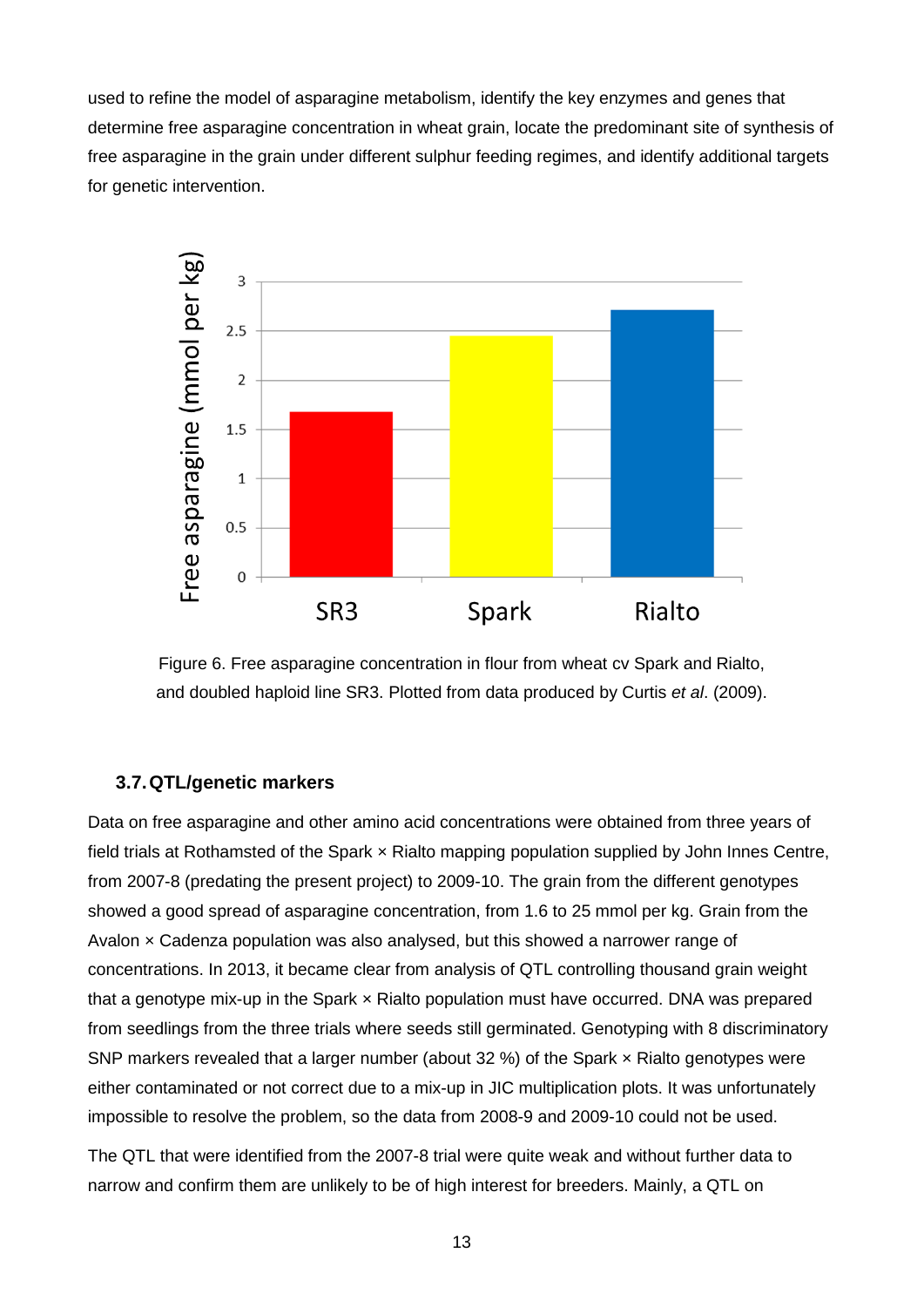used to refine the model of asparagine metabolism, identify the key enzymes and genes that determine free asparagine concentration in wheat grain, locate the predominant site of synthesis of free asparagine in the grain under different sulphur feeding regimes, and identify additional targets for genetic intervention.

Figure 6. Free asparagine concentration in flour from wheat cv Spark and Rialto, and doubled haploid line SR3. Plotted from data produced by Curtis *et al*. (2009).

### 3.7. QTL/genetic markers

Data on free asparagine and other amino acid concentrations were obtained from three years of field trials at Rothamsted of the Spark × Rialto mapping population supplied by John Innes Centre, from 2007-8 (predating the present project) to 2009-10. The grain from the different genotypes showed a good spread of asparagine concentration, from 1.6 to 25 mmol per kg. Grain from the Avalon × Cadenza population was also analysed, but this showed a narrower range of concentrations. In 2013, it became clear from analysis of QTL controlling thousand grain weight that a genotype mix-up in the Spark × Rialto population must have occurred. DNA was prepared from seedlings from the three trials where seeds still germinated. Genotyping with 8 discriminatory SNP markers revealed that a larger number (about 32 %) of the Spark × Rialto genotypes were either contaminated or not correct due to a mix-up in JIC multiplication plots. It was unfortunately impossible to resolve the problem, so the data from 2008-9 and 2009-10 could not be used.

The QTL that were identified from the 2007-8 trial were quite weak and without further data to narrow and confirm them are unlikely to be of high interest for breeders. Mainly, a QTL on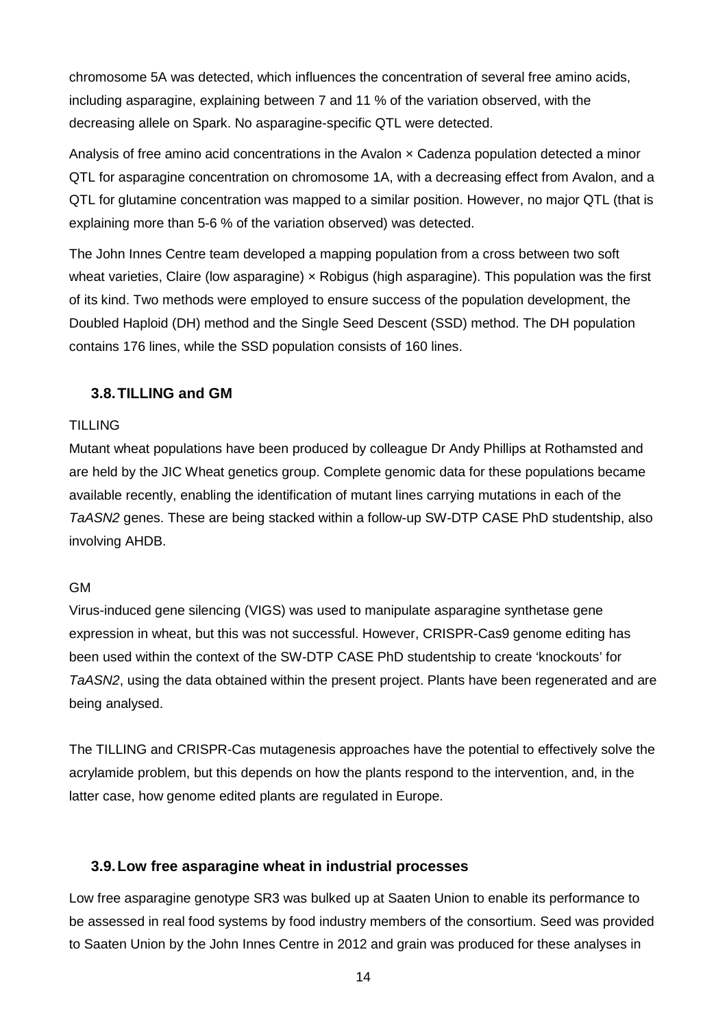chromosome 5A was detected, which influences the concentration of several free amino acids, including asparagine, explaining between 7 and 11 % of the variation observed, with the decreasing allele on Spark. No asparagine-specific QTL were detected.

Analysis of free amino acid concentrations in the Avalon × Cadenza population detected a minor QTL for asparagine concentration on chromosome 1A, with a decreasing effect from Avalon, and a QTL for glutamine concentration was mapped to a similar position. However, no major QTL (that is explaining more than 5-6 % of the variation observed) was detected.

The John Innes Centre team developed a mapping population from a cross between two soft wheat varieties, Claire (low asparagine) × Robigus (high asparagine). This population was the first of its kind. Two methods were employed to ensure success of the population development, the Doubled Haploid (DH) method and the Single Seed Descent (SSD) method. The DH population contains 176 lines, while the SSD population consists of 160 lines.

## 3.8. TILLING and GM

TILLING

Mutant wheat populations have been produced by colleague Dr Andy Phillips at Rothamsted and are held by the JIC Wheat genetics group. Complete genomic data for these populations became available recently, enabling the identification of mutant lines carrying mutations in each of the *TaASN2* genes. These are being stacked within a follow-up SW-DTP CASE PhD studentship, also involving AHDB.

GM

Virus-induced gene silencing (VIGS) was used to manipulate asparagine synthetase gene expression in wheat, but this was not successful. However, CRISPR-Cas9 genome editing has been used within the context of the SW-DTP CASE PhD studentship to create 'knockouts' for *TaASN2*, using the data obtained within the present project. Plants have been regenerated and are being analysed.

The TILLING and CRISPR-Cas mutagenesis approaches have the potential to effectively solve the acrylamide problem, but this depends on how the plants respond to the intervention, and, in the latter case, how genome edited plants are regulated in Europe.

## 3.9. Low free asparagine wheat in industrial processes

Low free asparagine genotype SR3 was bulked up at Saaten Union to enable its performance to be assessed in real food systems by food industry members of the consortium. Seed was provided to Saaten Union by the John Innes Centre in 2012 and grain was produced for these analyses in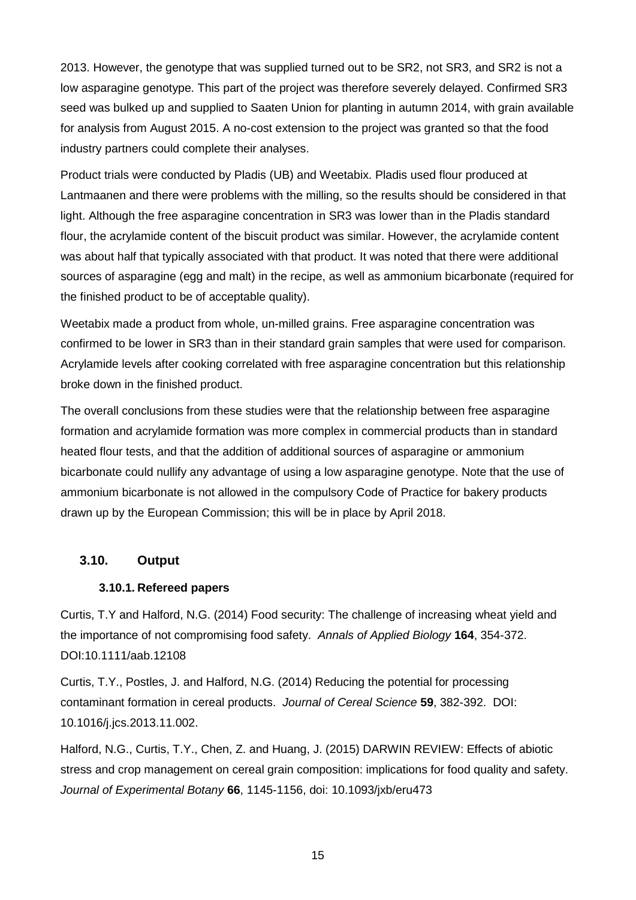2013. However, the genotype that was supplied turned out to be SR2, not SR3, and SR2 is not a low asparagine genotype. This part of the project was therefore severely delayed. Confirmed SR3 seed was bulked up and supplied to Saaten Union for planting in autumn 2014, with grain available for analysis from August 2015. A no-cost extension to the project was granted so that the food industry partners could complete their analyses.

Product trials were conducted by Pladis (UB) and Weetabix. Pladis used flour produced at Lantmaanen and there were problems with the milling, so the results should be considered in that light. Although the free asparagine concentration in SR3 was lower than in the Pladis standard flour, the acrylamide content of the biscuit product was similar. However, the acrylamide content was about half that typically associated with that product. It was noted that there were additional sources of asparagine (egg and malt) in the recipe, as well as ammonium bicarbonate (required for the finished product to be of acceptable quality).

Weetabix made a product from whole, un-milled grains. Free asparagine concentration was confirmed to be lower in SR3 than in their standard grain samples that were used for comparison. Acrylamide levels after cooking correlated with free asparagine concentration but this relationship broke down in the finished product.

The overall conclusions from these studies were that the relationship between free asparagine formation and acrylamide formation was more complex in commercial products than in standard heated flour tests, and that the addition of additional sources of asparagine or ammonium bicarbonate could nullify any advantage of using a low asparagine genotype. Note that the use of ammonium bicarbonate is not allowed in the compulsory Code of Practice for bakery products drawn up by the European Commission; this will be in place by April 2018.

## 3.10. Output

### 3.10.1. Refereed papers

Curtis, T.Y and Halford, N.G. (2014) Food security: The challenge of increasing wheat yield and the importance of not compromising food safety. *Annals of Applied Biology* **164**, 354-372. DOI:10.1111/aab.12108

Curtis, T.Y., Postles, J. and Halford, N.G. (2014) Reducing the potential for processing contaminant formation in cereal products. *Journal of Cereal Science* **59**, 382-392. DOI: 10.1016/j.jcs.2013.11.002.

Halford, N.G., Curtis, T.Y., Chen, Z. and Huang, J. (2015) DARWIN REVIEW: Effects of abiotic stress and crop management on cereal grain composition: implications for food quality and safety. *Journal of Experimental Botany* **66**, 1145-1156, doi: 10.1093/jxb/eru473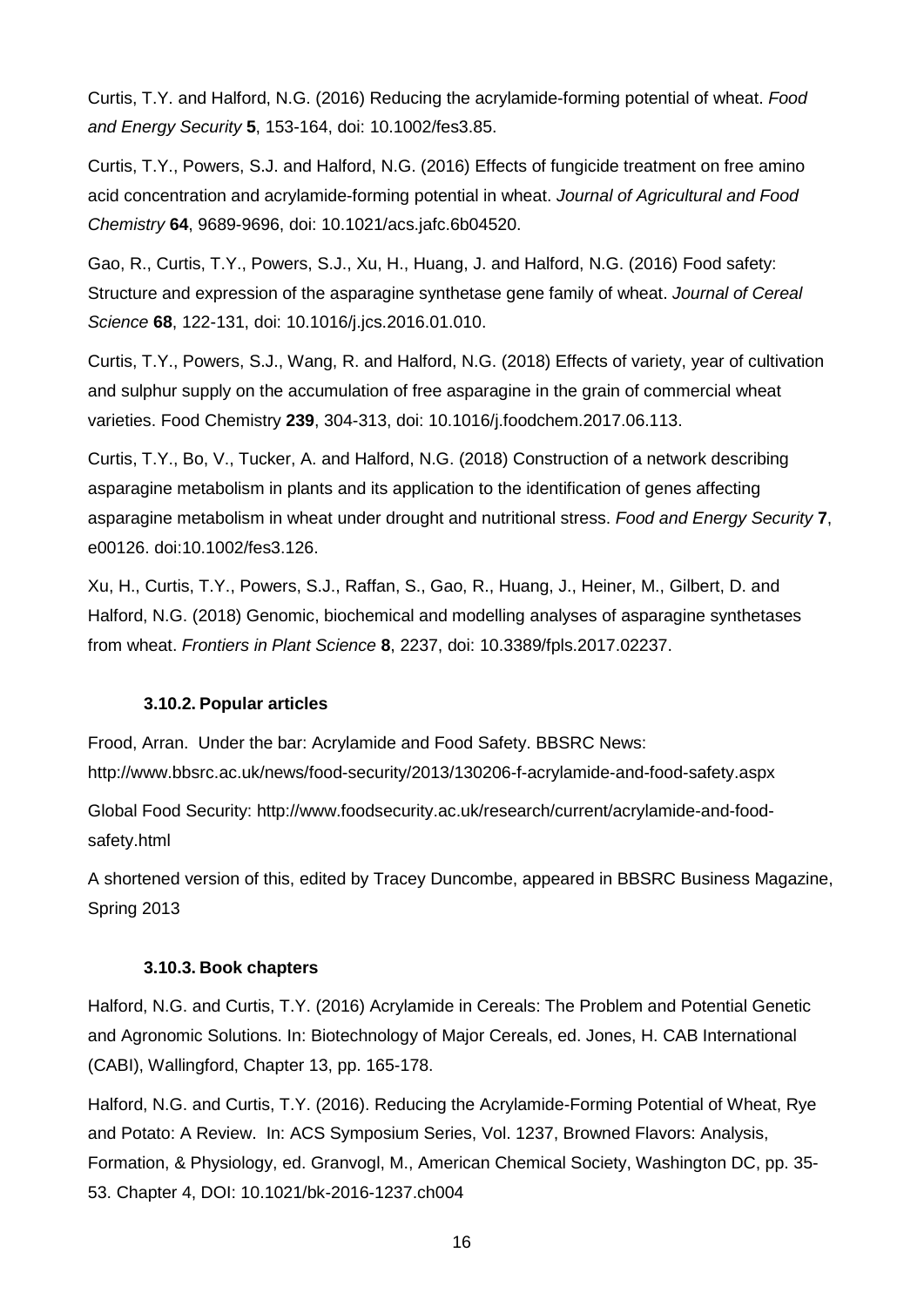Curtis, T.Y. and Halford, N.G. (2016) Reducing the acrylamide-forming potential of wheat. *Food and Energy Security* **5**, 153-164, doi: 10.1002/fes3.85.

Curtis, T.Y., Powers, S.J. and Halford, N.G. (2016) Effects of fungicide treatment on free amino acid concentration and acrylamide-forming potential in wheat. *Journal of Agricultural and Food Chemistry* **64**, 9689-9696, doi: 10.1021/acs.jafc.6b04520.

Gao, R., Curtis, T.Y., Powers, S.J., Xu, H., Huang, J. and Halford, N.G. (2016) Food safety: Structure and expression of the asparagine synthetase gene family of wheat. *Journal of Cereal Science* **68**, 122-131, doi: 10.1016/j.jcs.2016.01.010.

Curtis, T.Y., Powers, S.J., Wang, R. and Halford, N.G. (2018) Effects of variety, year of cultivation and sulphur supply on the accumulation of free asparagine in the grain of commercial wheat varieties. Food Chemistry **239**, 304-313, doi: 10.1016/j.foodchem.2017.06.113.

Curtis, T.Y., Bo, V., Tucker, A. and Halford, N.G. (2018) Construction of a network describing asparagine metabolism in plants and its application to the identification of genes affecting asparagine metabolism in wheat under drought and nutritional stress. *Food and Energy Security* **7**, e00126. doi:10.1002/fes3.126.

Xu, H., Curtis, T.Y., Powers, S.J., Raffan, S., Gao, R., Huang, J., Heiner, M., Gilbert, D. and Halford, N.G. (2018) Genomic, biochemical and modelling analyses of asparagine synthetases from wheat. *Frontiers in Plant Science* **8**, 2237, doi: 10.3389/fpls.2017.02237.

### 3.10.2. Popular articles

Frood, Arran. Under the bar: Acrylamide and Food Safety. BBSRC News: http://www.bbsrc.ac.uk/news/food-security/2013/130206-f-acrylamide-and-food-safety.aspx

Global Food Security: http://www.foodsecurity.ac.uk/research/current/acrylamide-and-food-safety.html

A shortened version of this, edited by Tracey Duncombe, appeared in BBSRC Business Magazine, Spring 2013

### 3.10.3. Book chapters

Halford, N.G. and Curtis, T.Y. (2016) Acrylamide in Cereals: The Problem and Potential Genetic and Agronomic Solutions. In: Biotechnology of Major Cereals, ed. Jones, H. CAB International (CABI), Wallingford, Chapter 13, pp. 165-178.

Halford, N.G. and Curtis, T.Y. (2016). Reducing the Acrylamide-Forming Potential of Wheat, Rye and Potato: A Review. In: ACS Symposium Series, Vol. 1237, Browned Flavors: Analysis, Formation, & Physiology, ed. Granvogl, M., American Chemical Society, Washington DC, pp. 35-53. Chapter 4, DOI: 10.1021/bk-2016-1237.ch004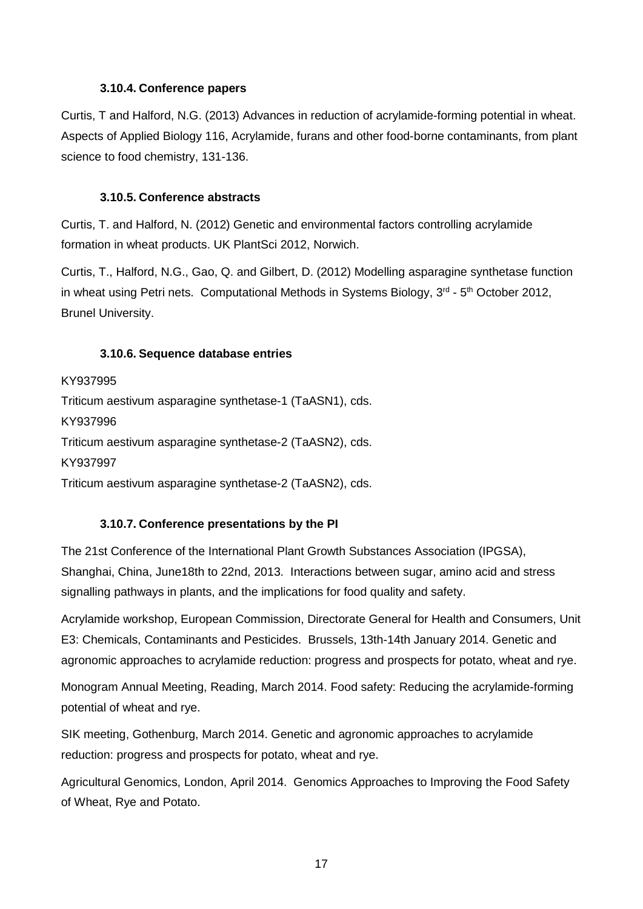### 3.10.4. Conference papers

Curtis, T and Halford, N.G. (2013) Advances in reduction of acrylamide-forming potential in wheat. Aspects of Applied Biology 116, Acrylamide, furans and other food-borne contaminants, from plant science to food chemistry, 131-136.

### 3.10.5. Conference abstracts

Curtis, T. and Halford, N. (2012) Genetic and environmental factors controlling acrylamide formation in wheat products. UK PlantSci 2012, Norwich.

Curtis, T., Halford, N.G., Gao, Q. and Gilbert, D. (2012) Modelling asparagine synthetase function in wheat using Petri nets. Computational Methods in Systems Biology, 3rd - 5th October 2012, Brunel University.

### 3.10.6. Sequence database entries

KY937995

Triticum aestivum asparagine synthetase-1 (TaASN1), cds.

KY937996

Triticum aestivum asparagine synthetase-2 (TaASN2), cds.

KY937997

Triticum aestivum asparagine synthetase-2 (TaASN2), cds.

### 3.10.7. Conference presentations by the PI

The 21st Conference of the International Plant Growth Substances Association (IPGSA), Shanghai, China, June18th to 22nd, 2013. Interactions between sugar, amino acid and stress signalling pathways in plants, and the implications for food quality and safety.

Acrylamide workshop, European Commission, Directorate General for Health and Consumers, Unit E3: Chemicals, Contaminants and Pesticides. Brussels, 13th-14th January 2014. Genetic and agronomic approaches to acrylamide reduction: progress and prospects for potato, wheat and rye.

Monogram Annual Meeting, Reading, March 2014. Food safety: Reducing the acrylamide-forming potential of wheat and rye.

SIK meeting, Gothenburg, March 2014. Genetic and agronomic approaches to acrylamide reduction: progress and prospects for potato, wheat and rye.

Agricultural Genomics, London, April 2014. Genomics Approaches to Improving the Food Safety of Wheat, Rye and Potato.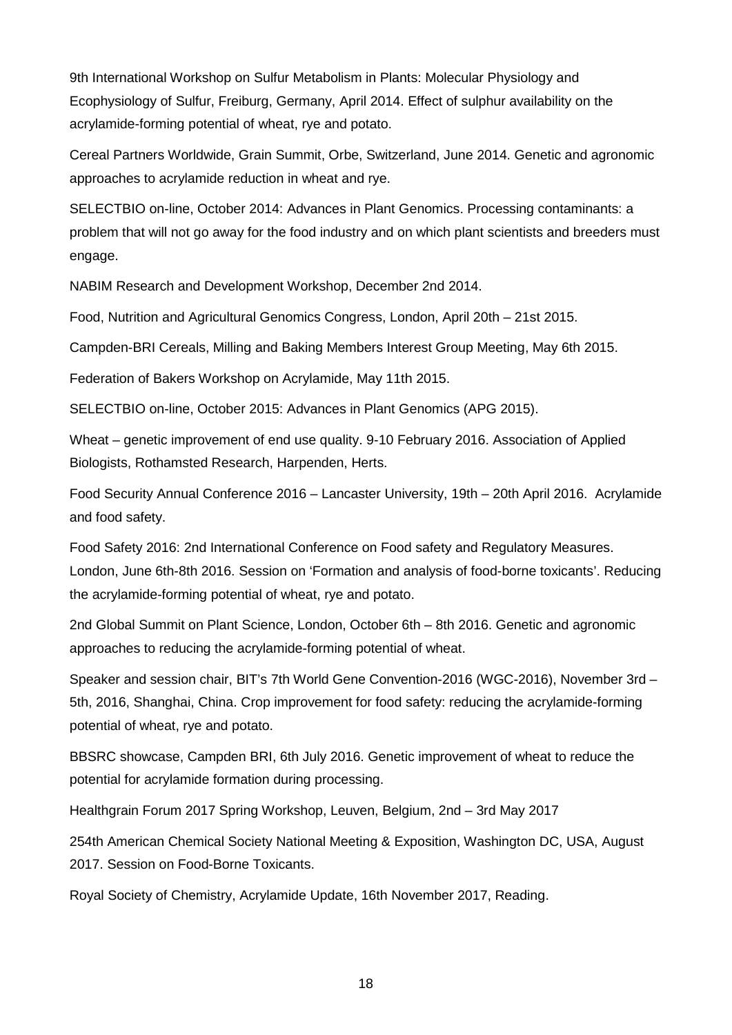9th International Workshop on Sulfur Metabolism in Plants: Molecular Physiology and Ecophysiology of Sulfur, Freiburg, Germany, April 2014. Effect of sulphur availability on the acrylamide-forming potential of wheat, rye and potato.

Cereal Partners Worldwide, Grain Summit, Orbe, Switzerland, June 2014. Genetic and agronomic approaches to acrylamide reduction in wheat and rye.

SELECTBIO on-line, October 2014: Advances in Plant Genomics. Processing contaminants: a problem that will not go away for the food industry and on which plant scientists and breeders must engage.

NABIM Research and Development Workshop, December 2nd 2014.

Food, Nutrition and Agricultural Genomics Congress, London, April 20th – 21st 2015.

Campden-BRI Cereals, Milling and Baking Members Interest Group Meeting, May 6th 2015.

Federation of Bakers Workshop on Acrylamide, May 11th 2015.

SELECTBIO on-line, October 2015: Advances in Plant Genomics (APG 2015).

Wheat – genetic improvement of end use quality. 9-10 February 2016. Association of Applied Biologists, Rothamsted Research, Harpenden, Herts.

Food Security Annual Conference 2016 – Lancaster University, 19th – 20th April 2016. Acrylamide and food safety.

Food Safety 2016: 2nd International Conference on Food safety and Regulatory Measures. London, June 6th-8th 2016. Session on 'Formation and analysis of food-borne toxicants'. Reducing the acrylamide-forming potential of wheat, rye and potato.

2nd Global Summit on Plant Science, London, October 6th – 8th 2016. Genetic and agronomic approaches to reducing the acrylamide-forming potential of wheat.

Speaker and session chair, BIT's 7th World Gene Convention-2016 (WGC-2016), November 3rd – 5th, 2016, Shanghai, China. Crop improvement for food safety: reducing the acrylamide-forming potential of wheat, rye and potato.

BBSRC showcase, Campden BRI, 6th July 2016. Genetic improvement of wheat to reduce the potential for acrylamide formation during processing.

Healthgrain Forum 2017 Spring Workshop, Leuven, Belgium, 2nd – 3rd May 2017

254th American Chemical Society National Meeting & Exposition, Washington DC, USA, August 2017. Session on Food-Borne Toxicants.

Royal Society of Chemistry, Acrylamide Update, 16th November 2017, Reading.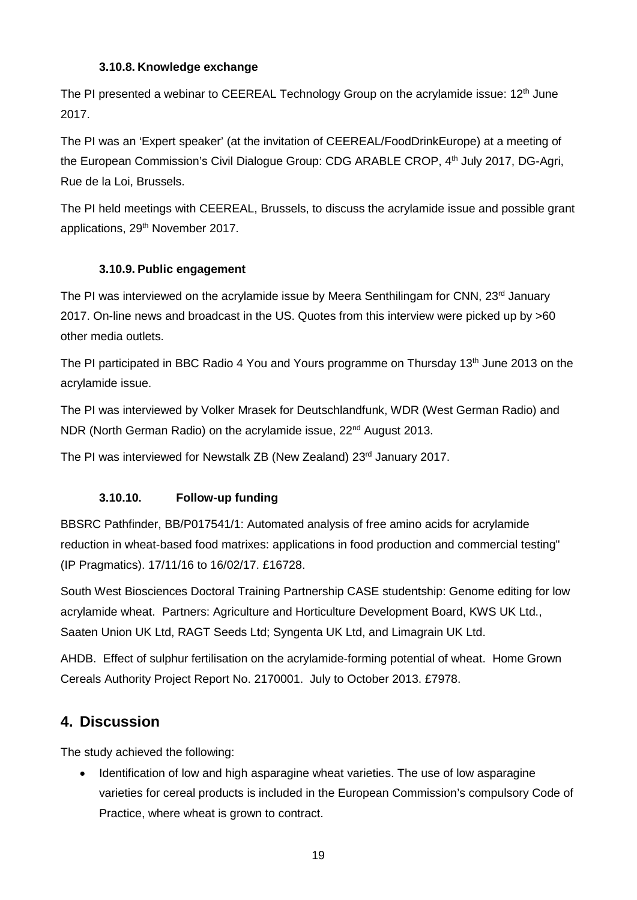#### 3.10.8. Knowledge exchange

The PI presented a webinar to CEEREAL Technology Group on the acrylamide issue: 12th June 2017.

The PI was an 'Expert speaker' (at the invitation of CEEREAL/FoodDrinkEurope) at a meeting of the European Commission's Civil Dialogue Group: CDG ARABLE CROP, 4th July 2017, DG-Agri, Rue de la Loi, Brussels.

The PI held meetings with CEEREAL, Brussels, to discuss the acrylamide issue and possible grant applications, 29th November 2017.

#### 3.10.9. Public engagement

The PI was interviewed on the acrylamide issue by Meera Senthilingam for CNN, 23rd January 2017. On-line news and broadcast in the US. Quotes from this interview were picked up by >60 other media outlets.

The PI participated in BBC Radio 4 You and Yours programme on Thursday 13th June 2013 on the acrylamide issue.

The PI was interviewed by Volker Mrasek for Deutschlandfunk, WDR (West German Radio) and NDR (North German Radio) on the acrylamide issue, 22nd August 2013.

The PI was interviewed for Newstalk ZB (New Zealand) 23rd January 2017.

#### 3.10.10. Follow-up funding

BBSRC Pathfinder, BB/P017541/1: Automated analysis of free amino acids for acrylamide reduction in wheat-based food matrixes: applications in food production and commercial testing" (IP Pragmatics). 17/11/16 to 16/02/17. £16728.

South West Biosciences Doctoral Training Partnership CASE studentship: Genome editing for low acrylamide wheat. Partners: Agriculture and Horticulture Development Board, KWS UK Ltd., Saaten Union UK Ltd, RAGT Seeds Ltd; Syngenta UK Ltd, and Limagrain UK Ltd.

AHDB. Effect of sulphur fertilisation on the acrylamide-forming potential of wheat. Home Grown Cereals Authority Project Report No. 2170001. July to October 2013. £7978.

## 4. Discussion

The study achieved the following:

- Identification of low and high asparagine wheat varieties. The use of low asparagine varieties for cereal products is included in the European Commission's compulsory Code of Practice, where wheat is grown to contract.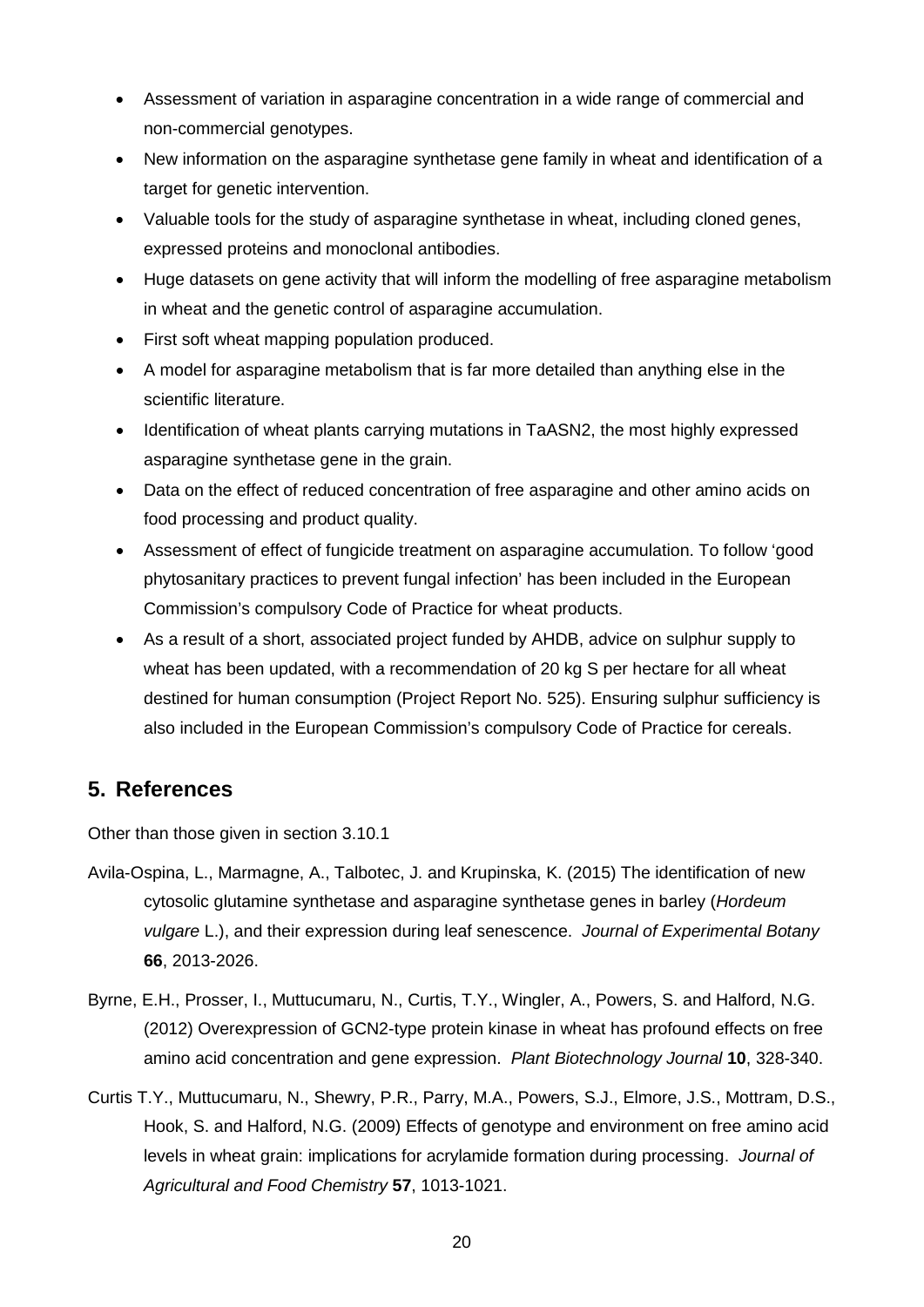- Assessment of variation in asparagine concentration in a wide range of commercial and non-commercial genotypes.
- New information on the asparagine synthetase gene family in wheat and identification of a target for genetic intervention.
- Valuable tools for the study of asparagine synthetase in wheat, including cloned genes, expressed proteins and monoclonal antibodies.
- Huge datasets on gene activity that will inform the modelling of free asparagine metabolism in wheat and the genetic control of asparagine accumulation.
- First soft wheat mapping population produced.
- A model for asparagine metabolism that is far more detailed than anything else in the scientific literature.
- Identification of wheat plants carrying mutations in TaASN2, the most highly expressed asparagine synthetase gene in the grain.
- Data on the effect of reduced concentration of free asparagine and other amino acids on food processing and product quality.
- Assessment of effect of fungicide treatment on asparagine accumulation. To follow 'good phytosanitary practices to prevent fungal infection' has been included in the European Commission's compulsory Code of Practice for wheat products.
- As a result of a short, associated project funded by AHDB, advice on sulphur supply to wheat has been updated, with a recommendation of 20 kg S per hectare for all wheat destined for human consumption (Project Report No. 525). Ensuring sulphur sufficiency is also included in the European Commission's compulsory Code of Practice for cereals.

## 5. References

Other than those given in section 3.10.1

Avila-Ospina, L., Marmagne, A., Talbotec, J. and Krupinska, K. (2015) The identification of new cytosolic glutamine synthetase and asparagine synthetase genes in barley (*Hordeum vulgare* L.), and their expression during leaf senescence. *Journal of Experimental Botany* **66**, 2013-2026.

Byrne, E.H., Prosser, I., Muttucumaru, N., Curtis, T.Y., Wingler, A., Powers, S. and Halford, N.G. (2012) Overexpression of GCN2-type protein kinase in wheat has profound effects on free amino acid concentration and gene expression. *Plant Biotechnology Journal* **10**, 328-340.

Curtis T.Y., Muttucumaru, N., Shewry, P.R., Parry, M.A., Powers, S.J., Elmore, J.S., Mottram, D.S., Hook, S. and Halford, N.G. (2009) Effects of genotype and environment on free amino acid levels in wheat grain: implications for acrylamide formation during processing. *Journal of Agricultural and Food Chemistry* **57**, 1013-1021.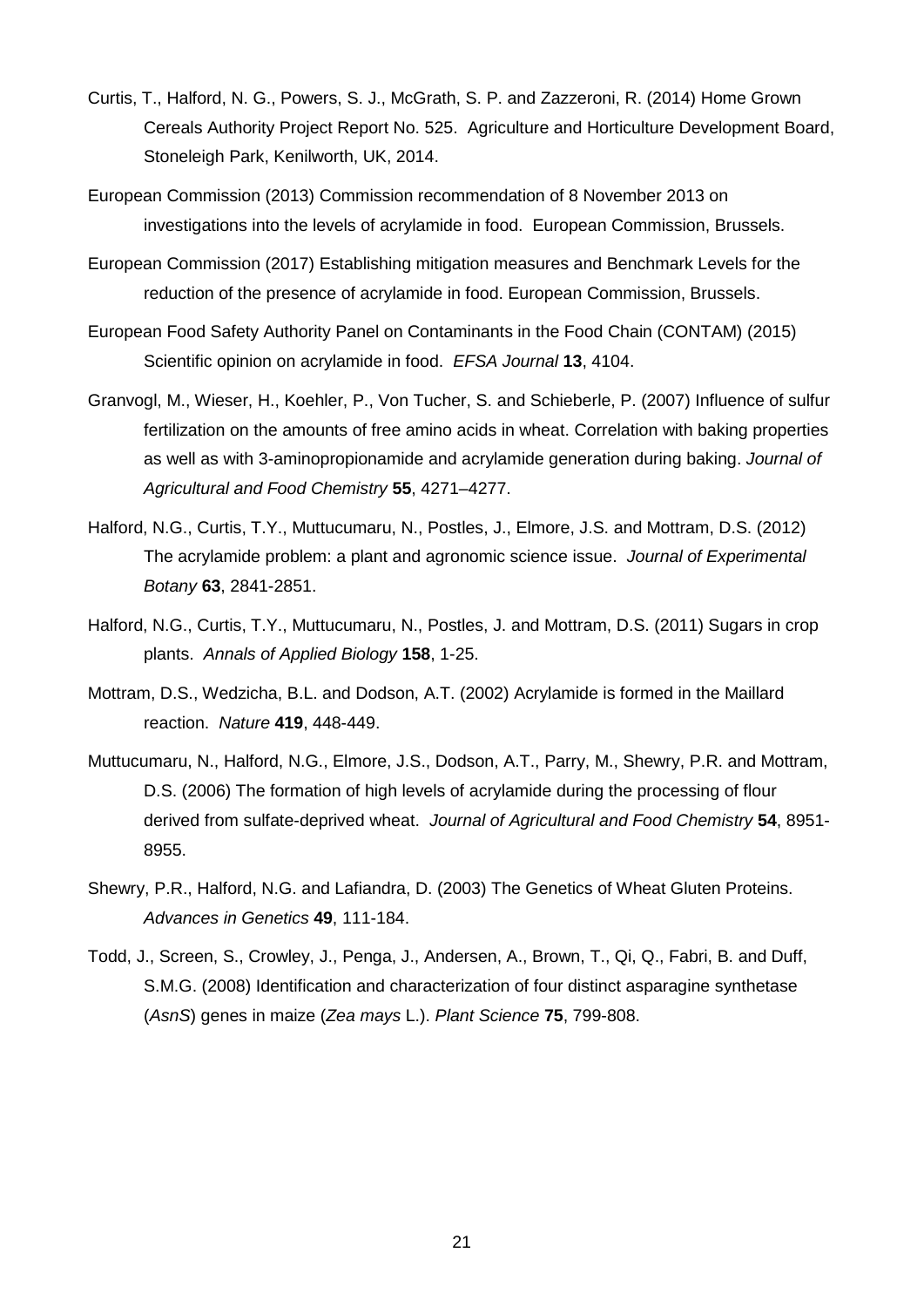Curtis, T., Halford, N. G., Powers, S. J., McGrath, S. P. and Zazzeroni, R. (2014) Home Grown Cereals Authority Project Report No. 525. Agriculture and Horticulture Development Board, Stoneleigh Park, Kenilworth, UK, 2014.

European Commission (2013) Commission recommendation of 8 November 2013 on investigations into the levels of acrylamide in food. European Commission, Brussels.

European Commission (2017) Establishing mitigation measures and Benchmark Levels for the reduction of the presence of acrylamide in food. European Commission, Brussels.

European Food Safety Authority Panel on Contaminants in the Food Chain (CONTAM) (2015) Scientific opinion on acrylamide in food. *EFSA Journal* **13**, 4104.

Granvogl, M., Wieser, H., Koehler, P., Von Tucher, S. and Schieberle, P. (2007) Influence of sulfur fertilization on the amounts of free amino acids in wheat. Correlation with baking properties as well as with 3-aminopropionamide and acrylamide generation during baking. *Journal of Agricultural and Food Chemistry* **55**, 4271–4277.

Halford, N.G., Curtis, T.Y., Muttucumaru, N., Postles, J., Elmore, J.S. and Mottram, D.S. (2012) The acrylamide problem: a plant and agronomic science issue. *Journal of Experimental Botany* **63**, 2841-2851.

Halford, N.G., Curtis, T.Y., Muttucumaru, N., Postles, J. and Mottram, D.S. (2011) Sugars in crop plants. *Annals of Applied Biology* **158**, 1-25.

Mottram, D.S., Wedzicha, B.L. and Dodson, A.T. (2002) Acrylamide is formed in the Maillard reaction. *Nature* **419**, 448-449.

Muttucumaru, N., Halford, N.G., Elmore, J.S., Dodson, A.T., Parry, M., Shewry, P.R. and Mottram, D.S. (2006) The formation of high levels of acrylamide during the processing of flour derived from sulfate-deprived wheat. *Journal of Agricultural and Food Chemistry* **54**, 8951-8955.

Shewry, P.R., Halford, N.G. and Lafiandra, D. (2003) The Genetics of Wheat Gluten Proteins. *Advances in Genetics* **49**, 111-184.

Todd, J., Screen, S., Crowley, J., Penga, J., Andersen, A., Brown, T., Qi, Q., Fabri, B. and Duff, S.M.G. (2008) Identification and characterization of four distinct asparagine synthetase (*AsnS*) genes in maize (*Zea mays* L.). *Plant Science* **75**, 799-808.